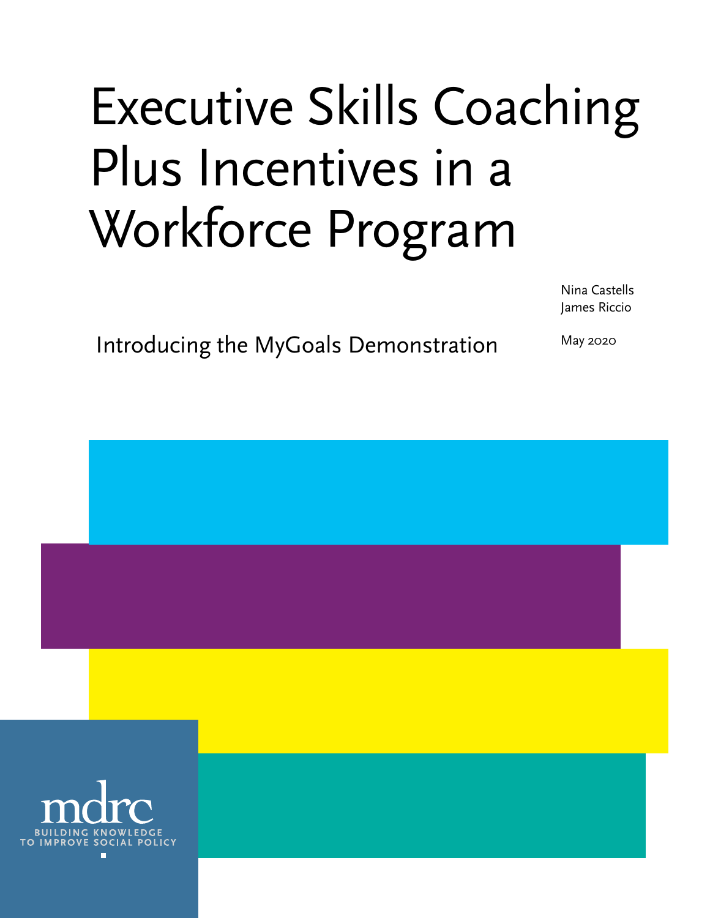# Executive Skills Coaching Plus Incentives in a Workforce Program

## Introducing the MyGoals Demonstration

Nina Castells
James Riccio

May 2020

mdrc
BUILDING KNOWLEDGE TO IMPROVE SOCIAL POLICY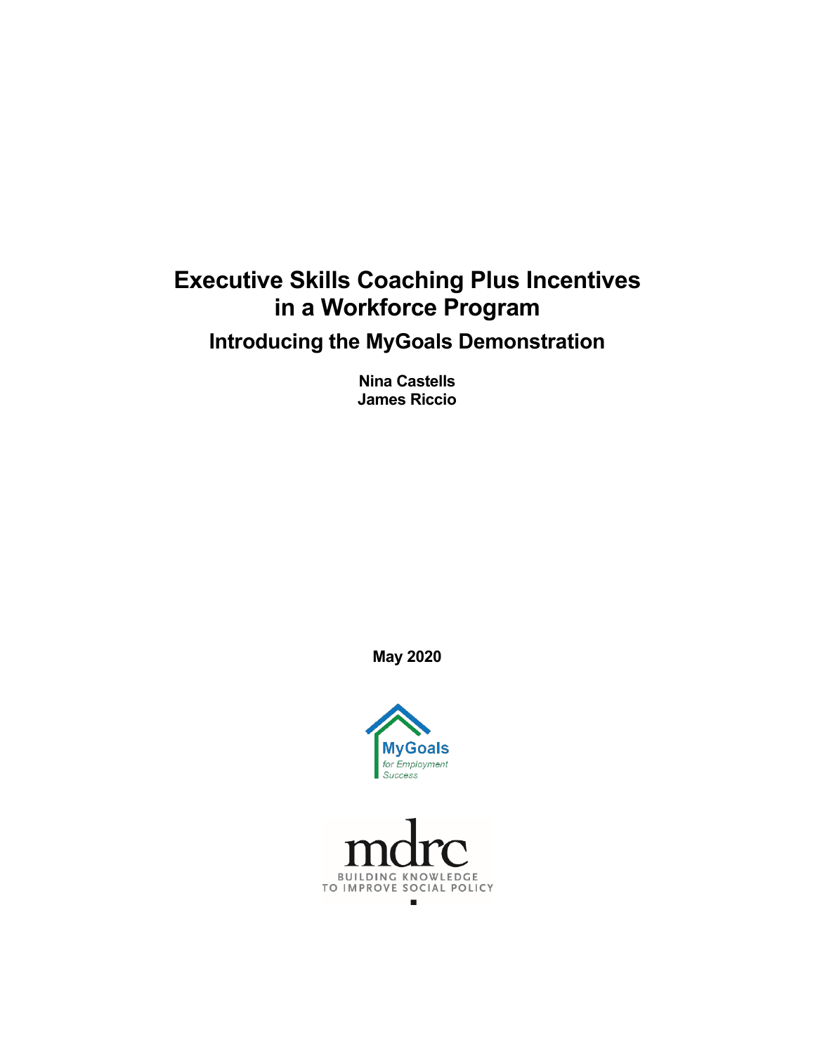# Executive Skills Coaching Plus Incentives in a Workforce Program

## Introducing the MyGoals Demonstration

**Nina Castells**
**James Riccio**

**May 2020**

MyGoals
*for Employment Success*

mdrc
BUILDING KNOWLEDGE TO IMPROVE SOCIAL POLICY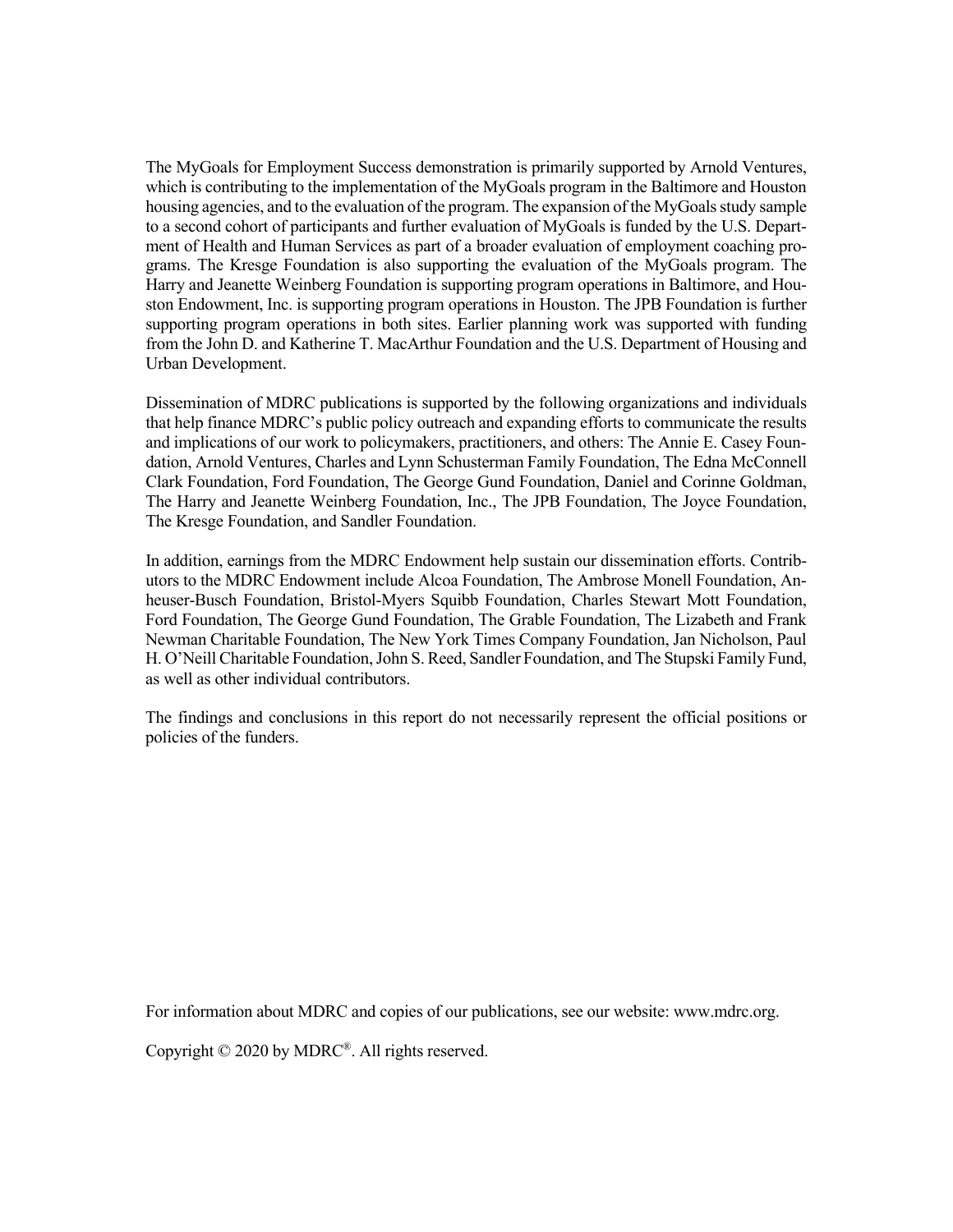The MyGoals for Employment Success demonstration is primarily supported by Arnold Ventures, which is contributing to the implementation of the MyGoals program in the Baltimore and Houston housing agencies, and to the evaluation of the program. The expansion of the MyGoals study sample to a second cohort of participants and further evaluation of MyGoals is funded by the U.S. Department of Health and Human Services as part of a broader evaluation of employment coaching programs. The Kresge Foundation is also supporting the evaluation of the MyGoals program. The Harry and Jeanette Weinberg Foundation is supporting program operations in Baltimore, and Houston Endowment, Inc. is supporting program operations in Houston. The JPB Foundation is further supporting program operations in both sites. Earlier planning work was supported with funding from the John D. and Katherine T. MacArthur Foundation and the U.S. Department of Housing and Urban Development.

Dissemination of MDRC publications is supported by the following organizations and individuals that help finance MDRC's public policy outreach and expanding efforts to communicate the results and implications of our work to policymakers, practitioners, and others: The Annie E. Casey Foundation, Arnold Ventures, Charles and Lynn Schusterman Family Foundation, The Edna McConnell Clark Foundation, Ford Foundation, The George Gund Foundation, Daniel and Corinne Goldman, The Harry and Jeanette Weinberg Foundation, Inc., The JPB Foundation, The Joyce Foundation, The Kresge Foundation, and Sandler Foundation.

In addition, earnings from the MDRC Endowment help sustain our dissemination efforts. Contributors to the MDRC Endowment include Alcoa Foundation, The Ambrose Monell Foundation, Anheuser-Busch Foundation, Bristol-Myers Squibb Foundation, Charles Stewart Mott Foundation, Ford Foundation, The George Gund Foundation, The Grable Foundation, The Lizabeth and Frank Newman Charitable Foundation, The New York Times Company Foundation, Jan Nicholson, Paul H. O'Neill Charitable Foundation, John S. Reed, Sandler Foundation, and The Stupski Family Fund, as well as other individual contributors.

The findings and conclusions in this report do not necessarily represent the official positions or policies of the funders.

For information about MDRC and copies of our publications, see our website: www.mdrc.org.

Copyright © 2020 by MDRC®. All rights reserved.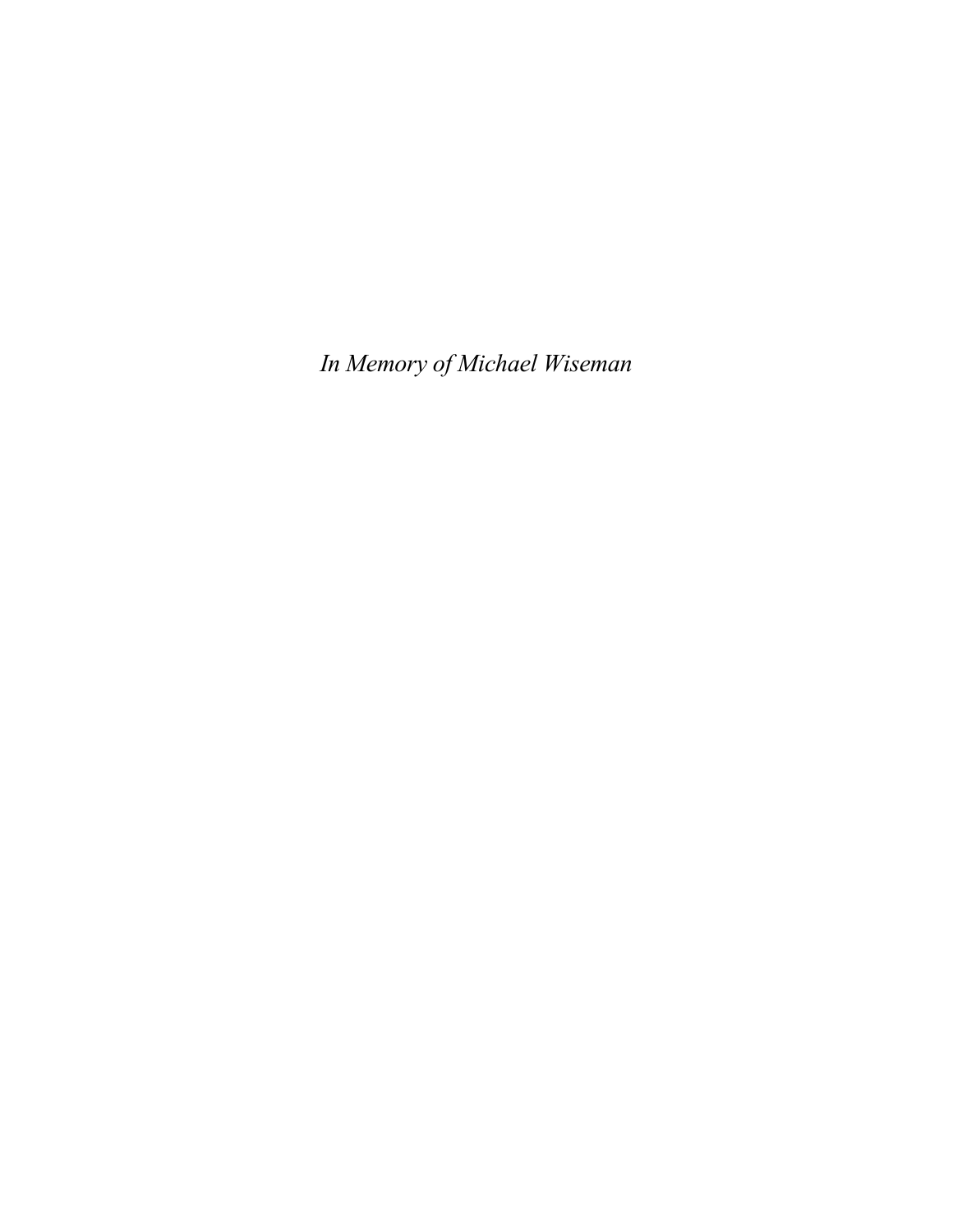*In Memory of Michael Wiseman*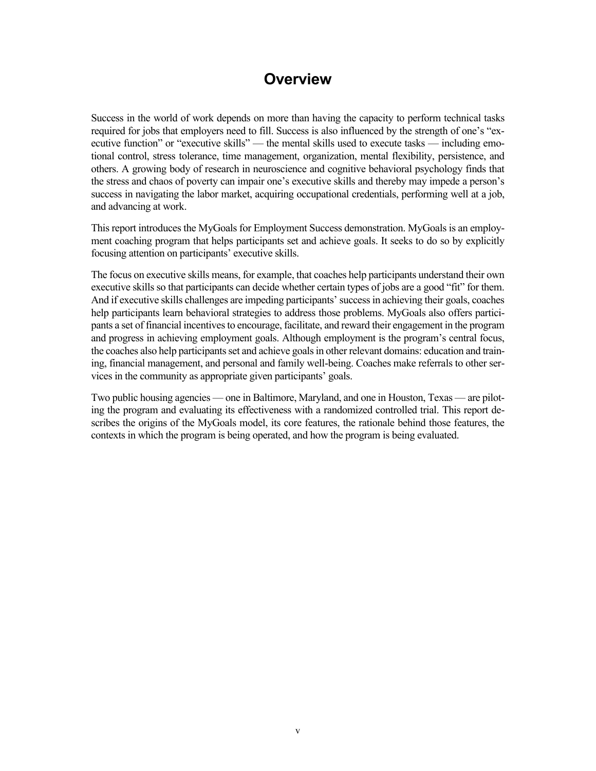# Overview

Success in the world of work depends on more than having the capacity to perform technical tasks required for jobs that employers need to fill. Success is also influenced by the strength of one's "executive function" or "executive skills" — the mental skills used to execute tasks — including emotional control, stress tolerance, time management, organization, mental flexibility, persistence, and others. A growing body of research in neuroscience and cognitive behavioral psychology finds that the stress and chaos of poverty can impair one's executive skills and thereby may impede a person's success in navigating the labor market, acquiring occupational credentials, performing well at a job, and advancing at work.

This report introduces the MyGoals for Employment Success demonstration. MyGoals is an employment coaching program that helps participants set and achieve goals. It seeks to do so by explicitly focusing attention on participants' executive skills.

The focus on executive skills means, for example, that coaches help participants understand their own executive skills so that participants can decide whether certain types of jobs are a good "fit" for them. And if executive skills challenges are impeding participants' success in achieving their goals, coaches help participants learn behavioral strategies to address those problems. MyGoals also offers participants a set of financial incentives to encourage, facilitate, and reward their engagement in the program and progress in achieving employment goals. Although employment is the program's central focus, the coaches also help participants set and achieve goals in other relevant domains: education and training, financial management, and personal and family well-being. Coaches make referrals to other services in the community as appropriate given participants' goals.

Two public housing agencies — one in Baltimore, Maryland, and one in Houston, Texas — are piloting the program and evaluating its effectiveness with a randomized controlled trial. This report describes the origins of the MyGoals model, its core features, the rationale behind those features, the contexts in which the program is being operated, and how the program is being evaluated.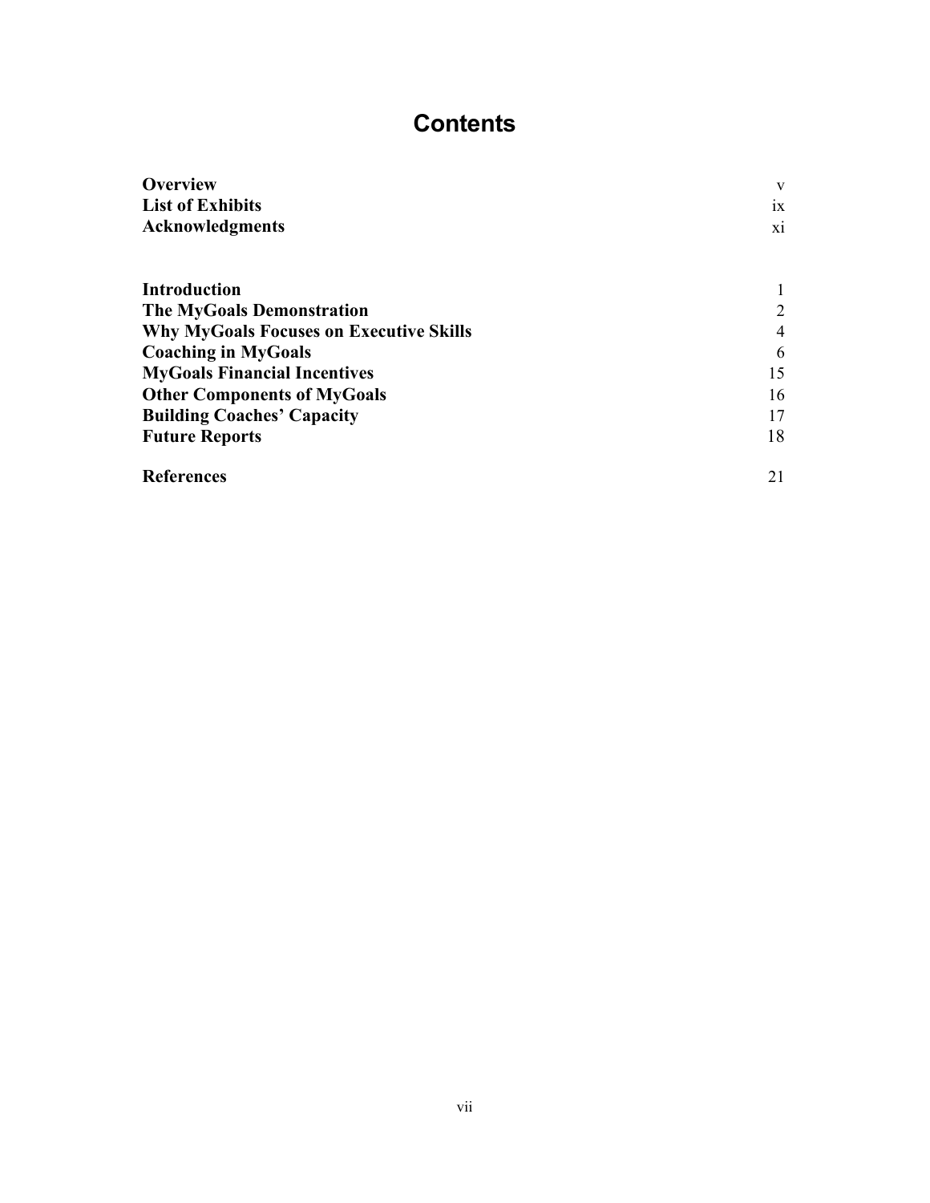# Contents

| | |
|---|---|
| **Overview** | v |
| **List of Exhibits** | ix |
| **Acknowledgments** | xi |
| | |
| **Introduction** | 1 |
| **The MyGoals Demonstration** | 2 |
| **Why MyGoals Focuses on Executive Skills** | 4 |
| **Coaching in MyGoals** | 6 |
| **MyGoals Financial Incentives** | 15 |
| **Other Components of MyGoals** | 16 |
| **Building Coaches' Capacity** | 17 |
| **Future Reports** | 18 |
| | |
| **References** | 21 |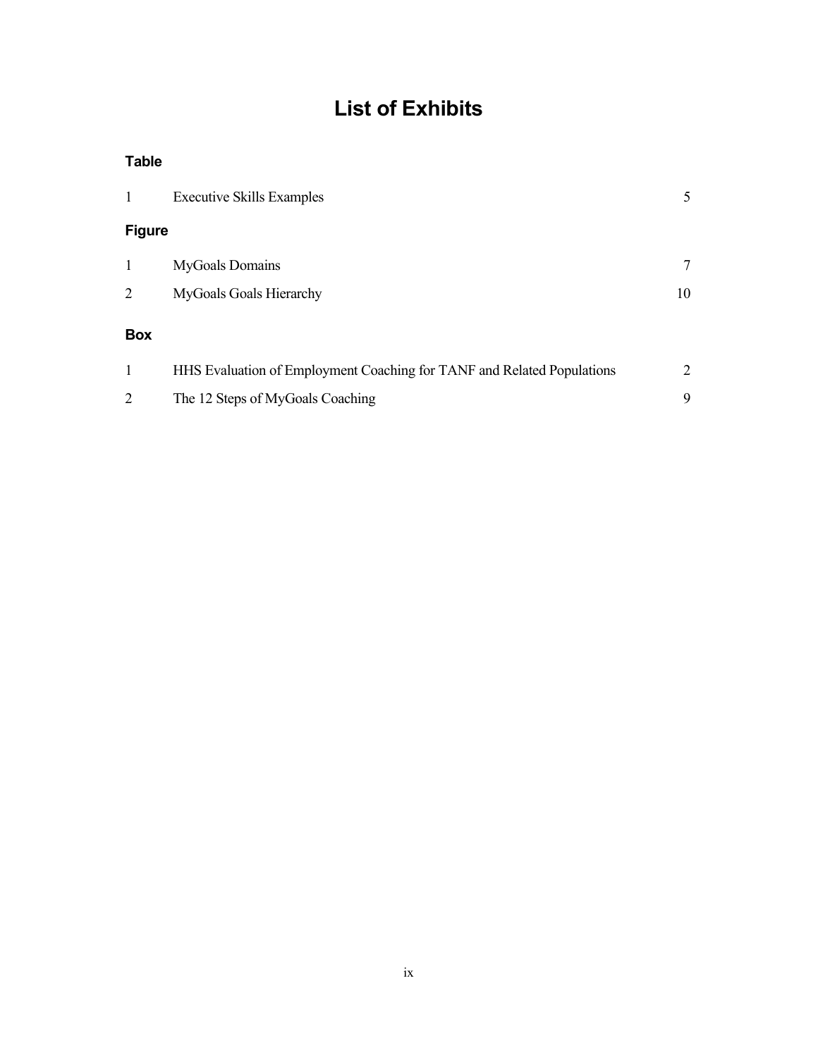# List of Exhibits

### Table

| | | |
|---|---|---|
| 1 | Executive Skills Examples | 5 |

### Figure

| | | |
|---|---|---|
| 1 | MyGoals Domains | 7 |
| 2 | MyGoals Goals Hierarchy | 10 |

### Box

| | | |
|---|---|---|
| 1 | HHS Evaluation of Employment Coaching for TANF and Related Populations | 2 |
| 2 | The 12 Steps of MyGoals Coaching | 9 |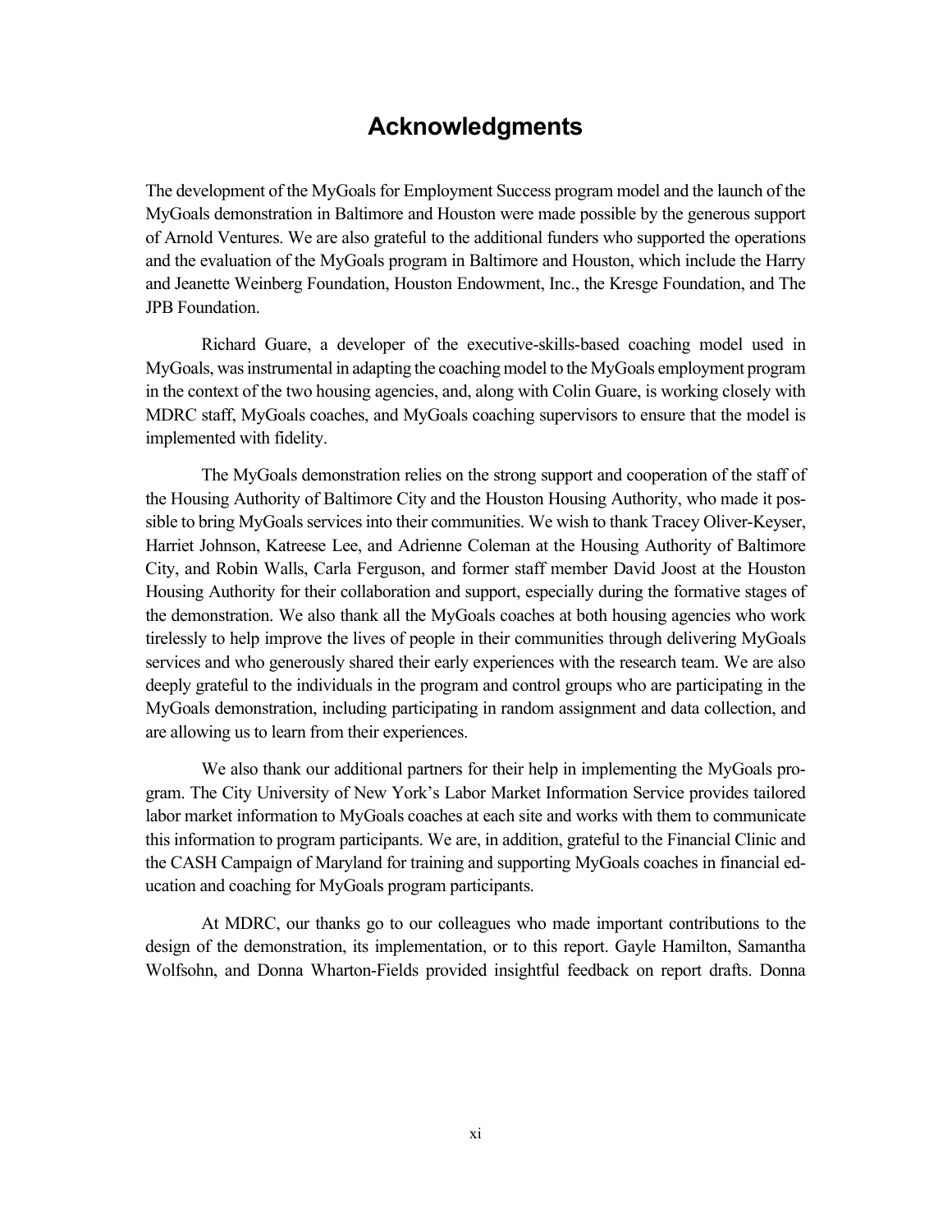# Acknowledgments

The development of the MyGoals for Employment Success program model and the launch of the MyGoals demonstration in Baltimore and Houston were made possible by the generous support of Arnold Ventures. We are also grateful to the additional funders who supported the operations and the evaluation of the MyGoals program in Baltimore and Houston, which include the Harry and Jeanette Weinberg Foundation, Houston Endowment, Inc., the Kresge Foundation, and The JPB Foundation.

Richard Guare, a developer of the executive-skills-based coaching model used in MyGoals, was instrumental in adapting the coaching model to the MyGoals employment program in the context of the two housing agencies, and, along with Colin Guare, is working closely with MDRC staff, MyGoals coaches, and MyGoals coaching supervisors to ensure that the model is implemented with fidelity.

The MyGoals demonstration relies on the strong support and cooperation of the staff of the Housing Authority of Baltimore City and the Houston Housing Authority, who made it possible to bring MyGoals services into their communities. We wish to thank Tracey Oliver-Keyser, Harriet Johnson, Katreese Lee, and Adrienne Coleman at the Housing Authority of Baltimore City, and Robin Walls, Carla Ferguson, and former staff member David Joost at the Houston Housing Authority for their collaboration and support, especially during the formative stages of the demonstration. We also thank all the MyGoals coaches at both housing agencies who work tirelessly to help improve the lives of people in their communities through delivering MyGoals services and who generously shared their early experiences with the research team. We are also deeply grateful to the individuals in the program and control groups who are participating in the MyGoals demonstration, including participating in random assignment and data collection, and are allowing us to learn from their experiences.

We also thank our additional partners for their help in implementing the MyGoals program. The City University of New York's Labor Market Information Service provides tailored labor market information to MyGoals coaches at each site and works with them to communicate this information to program participants. We are, in addition, grateful to the Financial Clinic and the CASH Campaign of Maryland for training and supporting MyGoals coaches in financial education and coaching for MyGoals program participants.

At MDRC, our thanks go to our colleagues who made important contributions to the design of the demonstration, its implementation, or to this report. Gayle Hamilton, Samantha Wolfsohn, and Donna Wharton-Fields provided insightful feedback on report drafts. Donna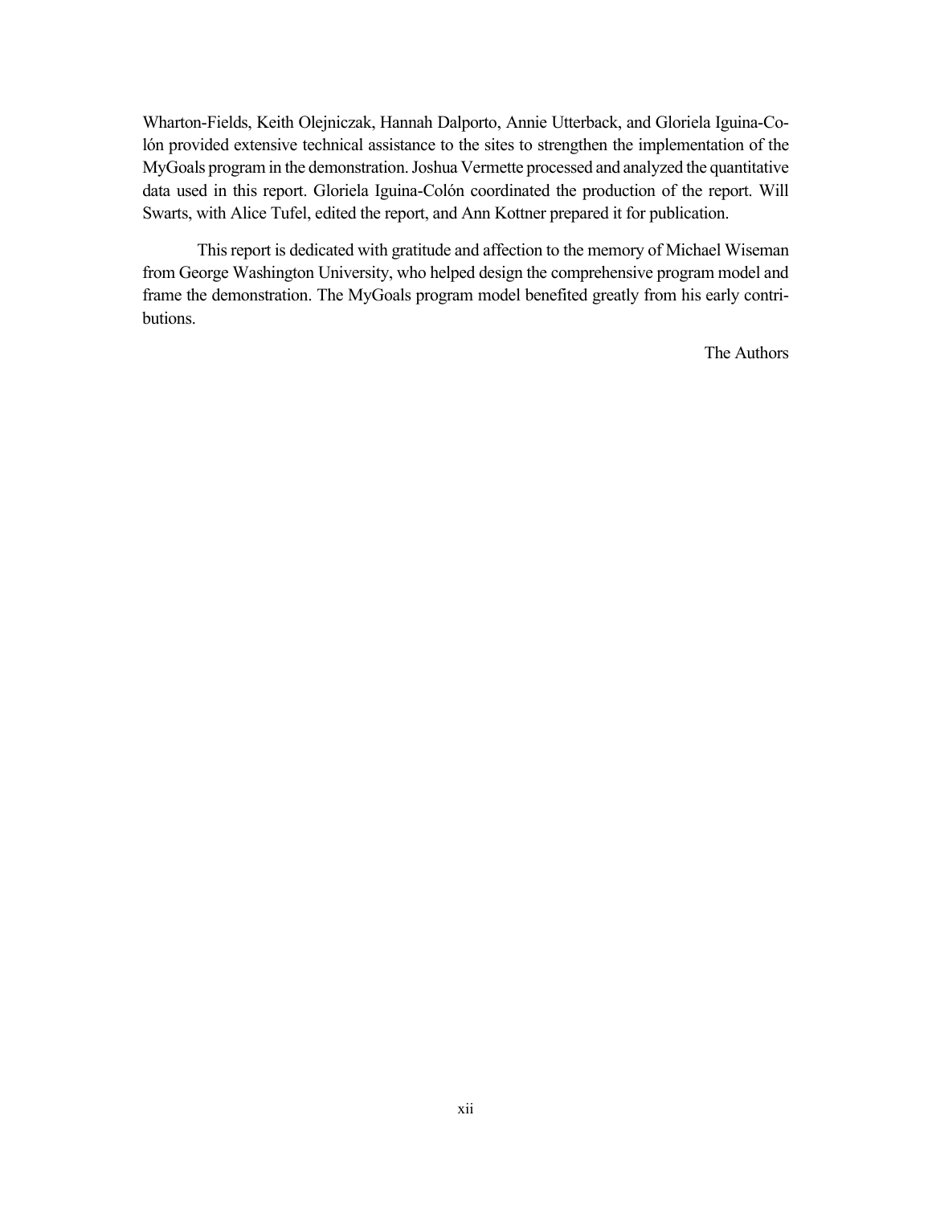Wharton-Fields, Keith Olejniczak, Hannah Dalporto, Annie Utterback, and Gloriela Iguina-Colón provided extensive technical assistance to the sites to strengthen the implementation of the MyGoals program in the demonstration. Joshua Vermette processed and analyzed the quantitative data used in this report. Gloriela Iguina-Colón coordinated the production of the report. Will Swarts, with Alice Tufel, edited the report, and Ann Kottner prepared it for publication.

This report is dedicated with gratitude and affection to the memory of Michael Wiseman from George Washington University, who helped design the comprehensive program model and frame the demonstration. The MyGoals program model benefited greatly from his early contributions.

The Authors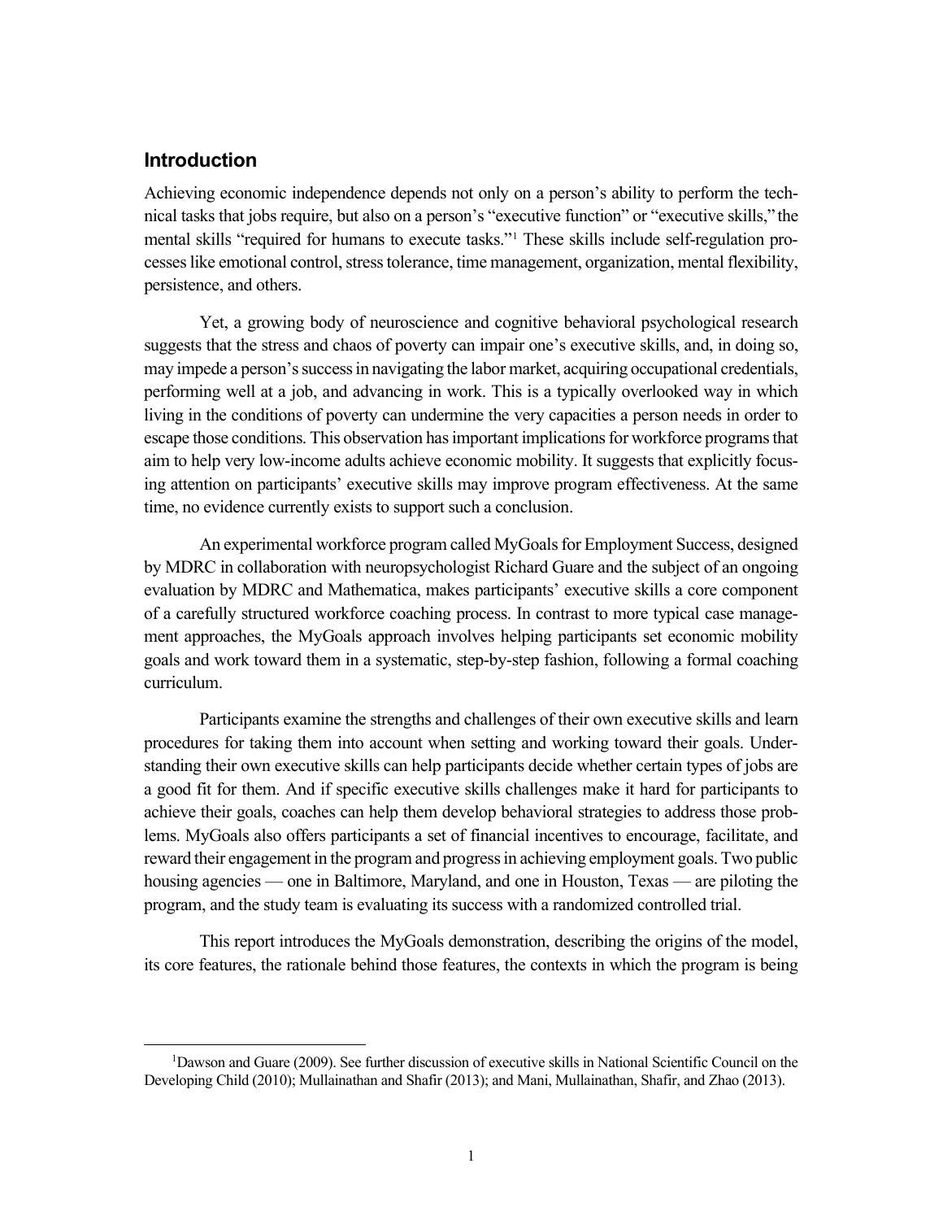## Introduction

Achieving economic independence depends not only on a person's ability to perform the technical tasks that jobs require, but also on a person's "executive function" or "executive skills," the mental skills "required for humans to execute tasks."[1] These skills include self-regulation processes like emotional control, stress tolerance, time management, organization, mental flexibility, persistence, and others.

Yet, a growing body of neuroscience and cognitive behavioral psychological research suggests that the stress and chaos of poverty can impair one's executive skills, and, in doing so, may impede a person's success in navigating the labor market, acquiring occupational credentials, performing well at a job, and advancing in work. This is a typically overlooked way in which living in the conditions of poverty can undermine the very capacities a person needs in order to escape those conditions. This observation has important implications for workforce programs that aim to help very low-income adults achieve economic mobility. It suggests that explicitly focusing attention on participants' executive skills may improve program effectiveness. At the same time, no evidence currently exists to support such a conclusion.

An experimental workforce program called MyGoals for Employment Success, designed by MDRC in collaboration with neuropsychologist Richard Guare and the subject of an ongoing evaluation by MDRC and Mathematica, makes participants' executive skills a core component of a carefully structured workforce coaching process. In contrast to more typical case management approaches, the MyGoals approach involves helping participants set economic mobility goals and work toward them in a systematic, step-by-step fashion, following a formal coaching curriculum.

Participants examine the strengths and challenges of their own executive skills and learn procedures for taking them into account when setting and working toward their goals. Understanding their own executive skills can help participants decide whether certain types of jobs are a good fit for them. And if specific executive skills challenges make it hard for participants to achieve their goals, coaches can help them develop behavioral strategies to address those problems. MyGoals also offers participants a set of financial incentives to encourage, facilitate, and reward their engagement in the program and progress in achieving employment goals. Two public housing agencies — one in Baltimore, Maryland, and one in Houston, Texas — are piloting the program, and the study team is evaluating its success with a randomized controlled trial.

This report introduces the MyGoals demonstration, describing the origins of the model, its core features, the rationale behind those features, the contexts in which the program is being

[1]Dawson and Guare (2009). See further discussion of executive skills in National Scientific Council on the Developing Child (2010); Mullainathan and Shafir (2013); and Mani, Mullainathan, Shafir, and Zhao (2013).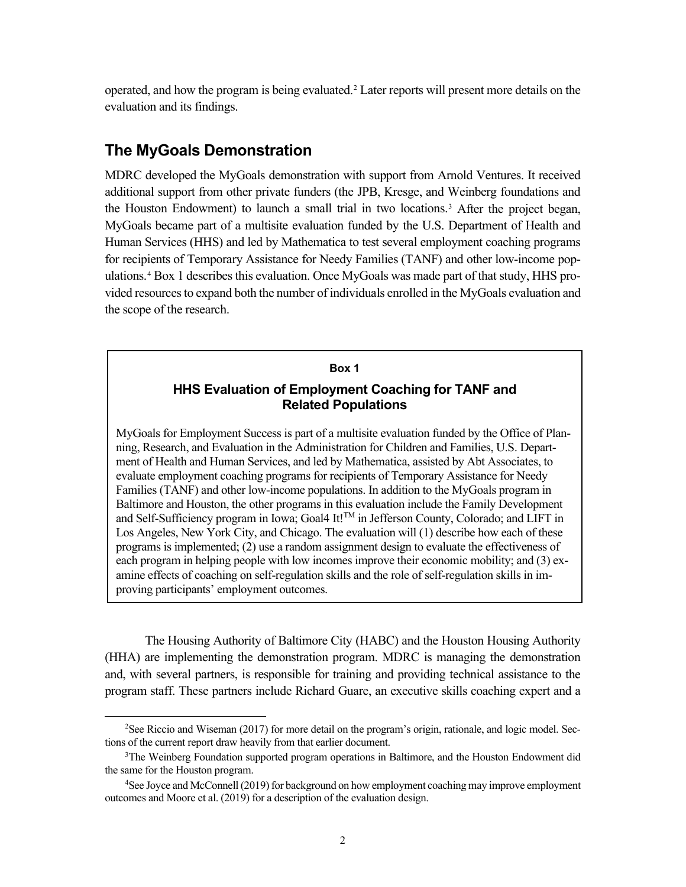operated, and how the program is being evaluated.[2] Later reports will present more details on the evaluation and its findings.

## The MyGoals Demonstration

MDRC developed the MyGoals demonstration with support from Arnold Ventures. It received additional support from other private funders (the JPB, Kresge, and Weinberg foundations and the Houston Endowment) to launch a small trial in two locations.[3] After the project began, MyGoals became part of a multisite evaluation funded by the U.S. Department of Health and Human Services (HHS) and led by Mathematica to test several employment coaching programs for recipients of Temporary Assistance for Needy Families (TANF) and other low-income populations.[4] Box 1 describes this evaluation. Once MyGoals was made part of that study, HHS provided resources to expand both the number of individuals enrolled in the MyGoals evaluation and the scope of the research.

> **Box 1**
>
> **HHS Evaluation of Employment Coaching for TANF and Related Populations**
>
> MyGoals for Employment Success is part of a multisite evaluation funded by the Office of Planning, Research, and Evaluation in the Administration for Children and Families, U.S. Department of Health and Human Services, and led by Mathematica, assisted by Abt Associates, to evaluate employment coaching programs for recipients of Temporary Assistance for Needy Families (TANF) and other low-income populations. In addition to the MyGoals program in Baltimore and Houston, the other programs in this evaluation include the Family Development and Self-Sufficiency program in Iowa; Goal4 It!™ in Jefferson County, Colorado; and LIFT in Los Angeles, New York City, and Chicago. The evaluation will (1) describe how each of these programs is implemented; (2) use a random assignment design to evaluate the effectiveness of each program in helping people with low incomes improve their economic mobility; and (3) examine effects of coaching on self-regulation skills and the role of self-regulation skills in improving participants' employment outcomes.

The Housing Authority of Baltimore City (HABC) and the Houston Housing Authority (HHA) are implementing the demonstration program. MDRC is managing the demonstration and, with several partners, is responsible for training and providing technical assistance to the program staff. These partners include Richard Guare, an executive skills coaching expert and a

[2] See Riccio and Wiseman (2017) for more detail on the program's origin, rationale, and logic model. Sections of the current report draw heavily from that earlier document.

[3] The Weinberg Foundation supported program operations in Baltimore, and the Houston Endowment did the same for the Houston program.

[4] See Joyce and McConnell (2019) for background on how employment coaching may improve employment outcomes and Moore et al. (2019) for a description of the evaluation design.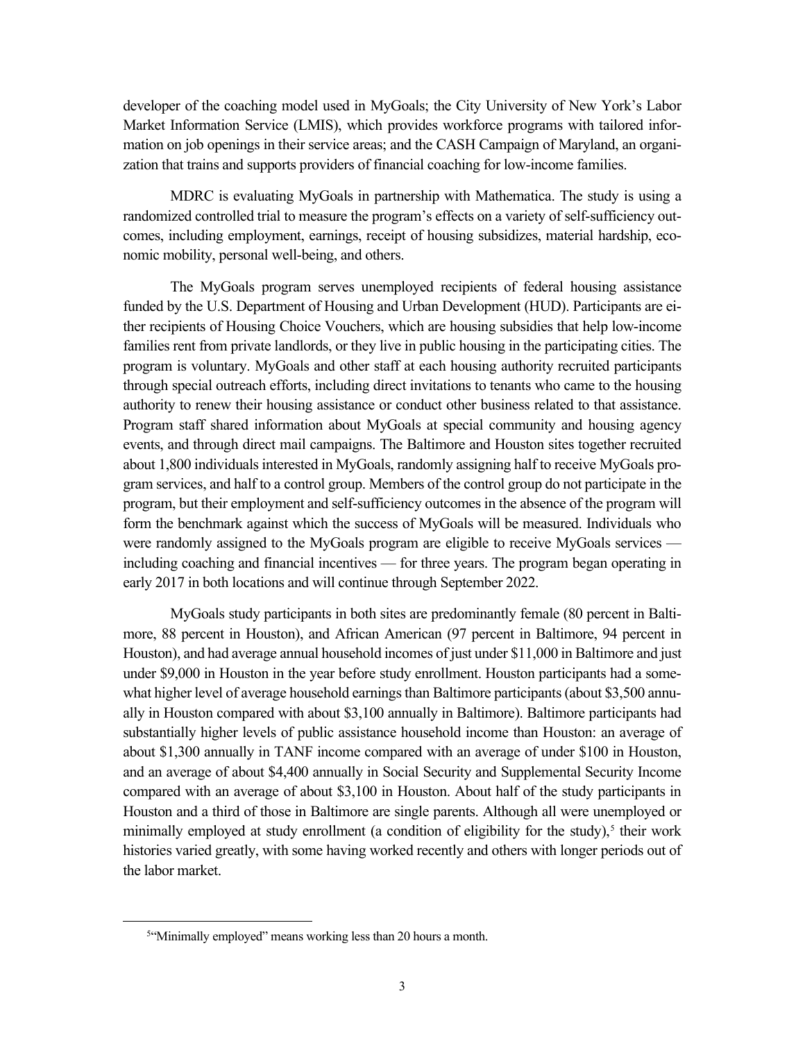developer of the coaching model used in MyGoals; the City University of New York's Labor Market Information Service (LMIS), which provides workforce programs with tailored information on job openings in their service areas; and the CASH Campaign of Maryland, an organization that trains and supports providers of financial coaching for low-income families.

MDRC is evaluating MyGoals in partnership with Mathematica. The study is using a randomized controlled trial to measure the program's effects on a variety of self-sufficiency outcomes, including employment, earnings, receipt of housing subsidizes, material hardship, economic mobility, personal well-being, and others.

The MyGoals program serves unemployed recipients of federal housing assistance funded by the U.S. Department of Housing and Urban Development (HUD). Participants are either recipients of Housing Choice Vouchers, which are housing subsidies that help low-income families rent from private landlords, or they live in public housing in the participating cities. The program is voluntary. MyGoals and other staff at each housing authority recruited participants through special outreach efforts, including direct invitations to tenants who came to the housing authority to renew their housing assistance or conduct other business related to that assistance. Program staff shared information about MyGoals at special community and housing agency events, and through direct mail campaigns. The Baltimore and Houston sites together recruited about 1,800 individuals interested in MyGoals, randomly assigning half to receive MyGoals program services, and half to a control group. Members of the control group do not participate in the program, but their employment and self-sufficiency outcomes in the absence of the program will form the benchmark against which the success of MyGoals will be measured. Individuals who were randomly assigned to the MyGoals program are eligible to receive MyGoals services — including coaching and financial incentives — for three years. The program began operating in early 2017 in both locations and will continue through September 2022.

MyGoals study participants in both sites are predominantly female (80 percent in Baltimore, 88 percent in Houston), and African American (97 percent in Baltimore, 94 percent in Houston), and had average annual household incomes of just under $11,000 in Baltimore and just under $9,000 in Houston in the year before study enrollment. Houston participants had a somewhat higher level of average household earnings than Baltimore participants (about $3,500 annually in Houston compared with about $3,100 annually in Baltimore). Baltimore participants had substantially higher levels of public assistance household income than Houston: an average of about $1,300 annually in TANF income compared with an average of under $100 in Houston, and an average of about $4,400 annually in Social Security and Supplemental Security Income compared with an average of about $3,100 in Houston. About half of the study participants in Houston and a third of those in Baltimore are single parents. Although all were unemployed or minimally employed at study enrollment (a condition of eligibility for the study),[5] their work histories varied greatly, with some having worked recently and others with longer periods out of the labor market.

---

[5]"Minimally employed" means working less than 20 hours a month.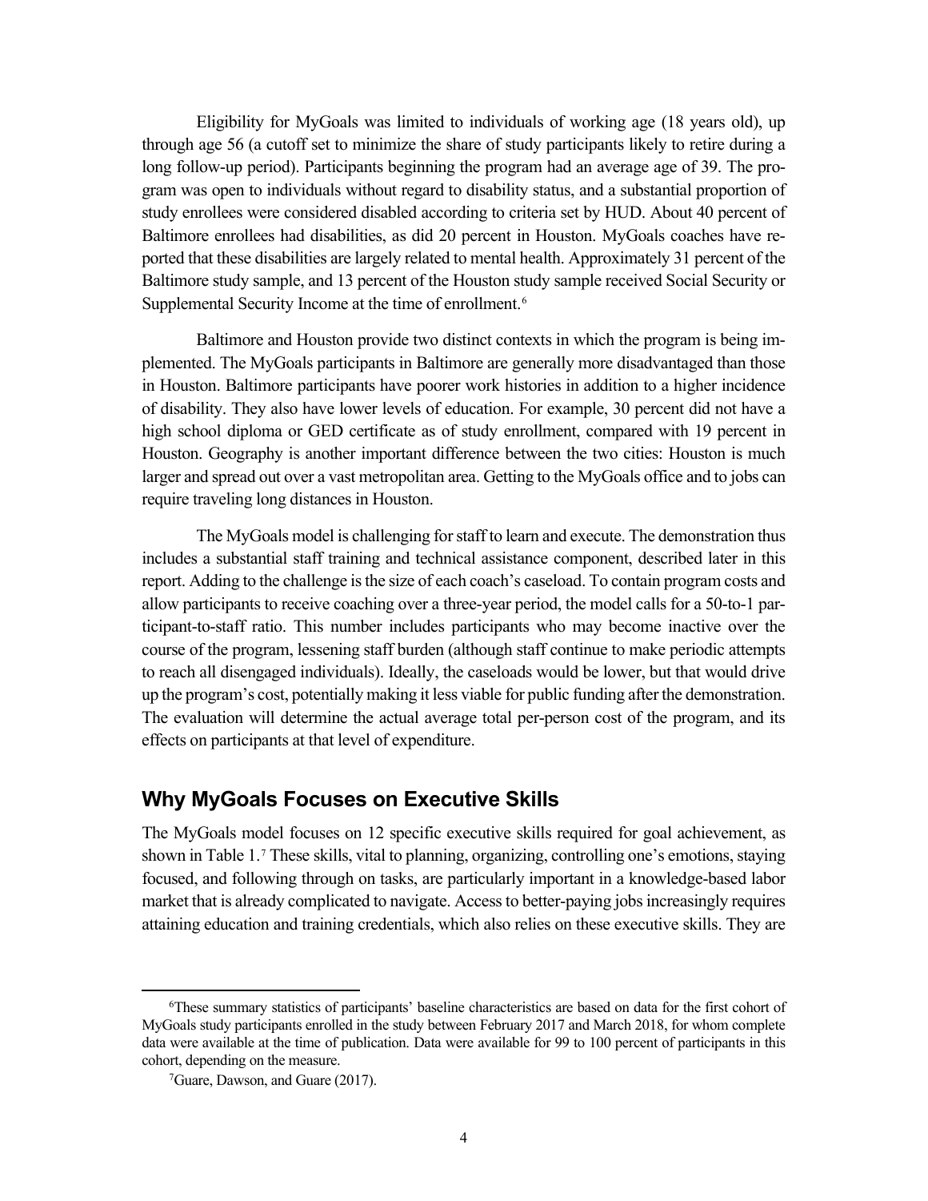Eligibility for MyGoals was limited to individuals of working age (18 years old), up through age 56 (a cutoff set to minimize the share of study participants likely to retire during a long follow-up period). Participants beginning the program had an average age of 39. The program was open to individuals without regard to disability status, and a substantial proportion of study enrollees were considered disabled according to criteria set by HUD. About 40 percent of Baltimore enrollees had disabilities, as did 20 percent in Houston. MyGoals coaches have reported that these disabilities are largely related to mental health. Approximately 31 percent of the Baltimore study sample, and 13 percent of the Houston study sample received Social Security or Supplemental Security Income at the time of enrollment.[6]

Baltimore and Houston provide two distinct contexts in which the program is being implemented. The MyGoals participants in Baltimore are generally more disadvantaged than those in Houston. Baltimore participants have poorer work histories in addition to a higher incidence of disability. They also have lower levels of education. For example, 30 percent did not have a high school diploma or GED certificate as of study enrollment, compared with 19 percent in Houston. Geography is another important difference between the two cities: Houston is much larger and spread out over a vast metropolitan area. Getting to the MyGoals office and to jobs can require traveling long distances in Houston.

The MyGoals model is challenging for staff to learn and execute. The demonstration thus includes a substantial staff training and technical assistance component, described later in this report. Adding to the challenge is the size of each coach's caseload. To contain program costs and allow participants to receive coaching over a three-year period, the model calls for a 50-to-1 participant-to-staff ratio. This number includes participants who may become inactive over the course of the program, lessening staff burden (although staff continue to make periodic attempts to reach all disengaged individuals). Ideally, the caseloads would be lower, but that would drive up the program's cost, potentially making it less viable for public funding after the demonstration. The evaluation will determine the actual average total per-person cost of the program, and its effects on participants at that level of expenditure.

## Why MyGoals Focuses on Executive Skills

The MyGoals model focuses on 12 specific executive skills required for goal achievement, as shown in Table 1.[7] These skills, vital to planning, organizing, controlling one's emotions, staying focused, and following through on tasks, are particularly important in a knowledge-based labor market that is already complicated to navigate. Access to better-paying jobs increasingly requires attaining education and training credentials, which also relies on these executive skills. They are

---

[6]These summary statistics of participants' baseline characteristics are based on data for the first cohort of MyGoals study participants enrolled in the study between February 2017 and March 2018, for whom complete data were available at the time of publication. Data were available for 99 to 100 percent of participants in this cohort, depending on the measure.

[7]Guare, Dawson, and Guare (2017).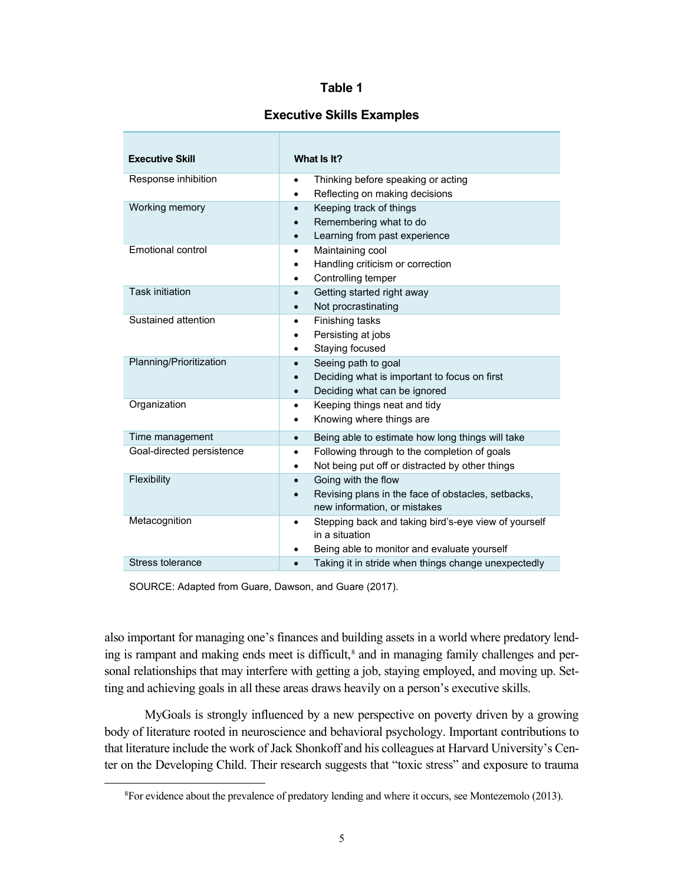**Table 1**

**Executive Skills Examples**

| Executive Skill | What Is It? |
|---|---|
| Response inhibition | • Thinking before speaking or acting<br>• Reflecting on making decisions |
| Working memory | • Keeping track of things<br>• Remembering what to do<br>• Learning from past experience |
| Emotional control | • Maintaining cool<br>• Handling criticism or correction<br>• Controlling temper |
| Task initiation | • Getting started right away<br>• Not procrastinating |
| Sustained attention | • Finishing tasks<br>• Persisting at jobs<br>• Staying focused |
| Planning/Prioritization | • Seeing path to goal<br>• Deciding what is important to focus on first<br>• Deciding what can be ignored |
| Organization | • Keeping things neat and tidy<br>• Knowing where things are |
| Time management | • Being able to estimate how long things will take |
| Goal-directed persistence | • Following through to the completion of goals<br>• Not being put off or distracted by other things |
| Flexibility | • Going with the flow<br>• Revising plans in the face of obstacles, setbacks, new information, or mistakes |
| Metacognition | • Stepping back and taking bird's-eye view of yourself in a situation<br>• Being able to monitor and evaluate yourself |
| Stress tolerance | • Taking it in stride when things change unexpectedly |

SOURCE: Adapted from Guare, Dawson, and Guare (2017).

also important for managing one's finances and building assets in a world where predatory lending is rampant and making ends meet is difficult,[8] and in managing family challenges and personal relationships that may interfere with getting a job, staying employed, and moving up. Setting and achieving goals in all these areas draws heavily on a person's executive skills.

MyGoals is strongly influenced by a new perspective on poverty driven by a growing body of literature rooted in neuroscience and behavioral psychology. Important contributions to that literature include the work of Jack Shonkoff and his colleagues at Harvard University's Center on the Developing Child. Their research suggests that "toxic stress" and exposure to trauma

[8]For evidence about the prevalence of predatory lending and where it occurs, see Montezemolo (2013).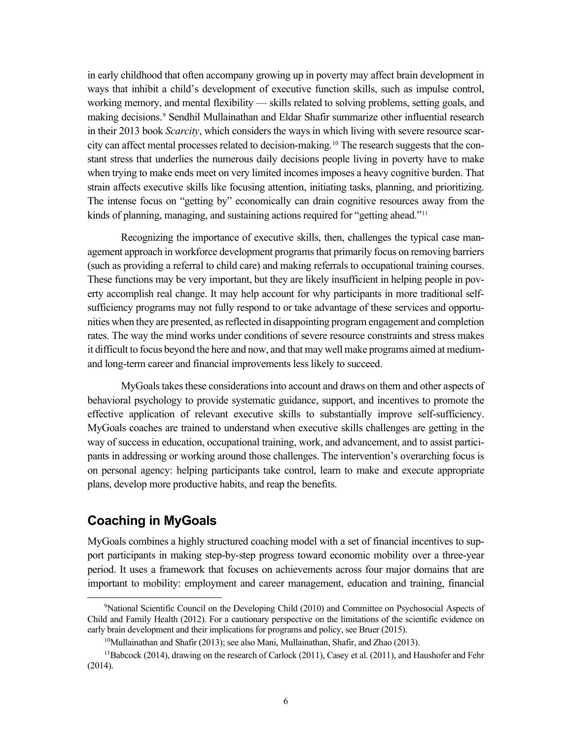in early childhood that often accompany growing up in poverty may affect brain development in ways that inhibit a child's development of executive function skills, such as impulse control, working memory, and mental flexibility — skills related to solving problems, setting goals, and making decisions.[9] Sendhil Mullainathan and Eldar Shafir summarize other influential research in their 2013 book *Scarcity*, which considers the ways in which living with severe resource scarcity can affect mental processes related to decision-making.[10] The research suggests that the constant stress that underlies the numerous daily decisions people living in poverty have to make when trying to make ends meet on very limited incomes imposes a heavy cognitive burden. That strain affects executive skills like focusing attention, initiating tasks, planning, and prioritizing. The intense focus on "getting by" economically can drain cognitive resources away from the kinds of planning, managing, and sustaining actions required for "getting ahead."[11]

Recognizing the importance of executive skills, then, challenges the typical case management approach in workforce development programs that primarily focus on removing barriers (such as providing a referral to child care) and making referrals to occupational training courses. These functions may be very important, but they are likely insufficient in helping people in poverty accomplish real change. It may help account for why participants in more traditional self-sufficiency programs may not fully respond to or take advantage of these services and opportunities when they are presented, as reflected in disappointing program engagement and completion rates. The way the mind works under conditions of severe resource constraints and stress makes it difficult to focus beyond the here and now, and that may well make programs aimed at medium- and long-term career and financial improvements less likely to succeed.

MyGoals takes these considerations into account and draws on them and other aspects of behavioral psychology to provide systematic guidance, support, and incentives to promote the effective application of relevant executive skills to substantially improve self-sufficiency. MyGoals coaches are trained to understand when executive skills challenges are getting in the way of success in education, occupational training, work, and advancement, and to assist participants in addressing or working around those challenges. The intervention's overarching focus is on personal agency: helping participants take control, learn to make and execute appropriate plans, develop more productive habits, and reap the benefits.

## Coaching in MyGoals

MyGoals combines a highly structured coaching model with a set of financial incentives to support participants in making step-by-step progress toward economic mobility over a three-year period. It uses a framework that focuses on achievements across four major domains that are important to mobility: employment and career management, education and training, financial

---

[9] National Scientific Council on the Developing Child (2010) and Committee on Psychosocial Aspects of Child and Family Health (2012). For a cautionary perspective on the limitations of the scientific evidence on early brain development and their implications for programs and policy, see Bruer (2015).

[10] Mullainathan and Shafir (2013); see also Mani, Mullainathan, Shafir, and Zhao (2013).

[11] Babcock (2014), drawing on the research of Carlock (2011), Casey et al. (2011), and Haushofer and Fehr (2014).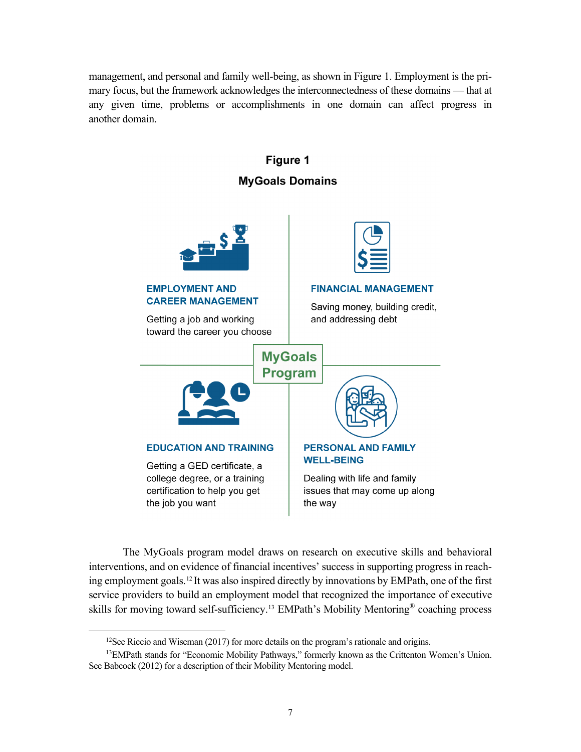management, and personal and family well-being, as shown in Figure 1. Employment is the primary focus, but the framework acknowledges the interconnectedness of these domains — that at any given time, problems or accomplishments in one domain can affect progress in another domain.

**Figure 1**

**MyGoals Domains**

**EMPLOYMENT AND CAREER MANAGEMENT**

Getting a job and working toward the career you choose

**FINANCIAL MANAGEMENT**

Saving money, building credit, and addressing debt

**MyGoals Program**

**EDUCATION AND TRAINING**

Getting a GED certificate, a college degree, or a training certification to help you get the job you want

**PERSONAL AND FAMILY WELL-BEING**

Dealing with life and family issues that may come up along the way

The MyGoals program model draws on research on executive skills and behavioral interventions, and on evidence of financial incentives' success in supporting progress in reaching employment goals.[12] It was also inspired directly by innovations by EMPath, one of the first service providers to build an employment model that recognized the importance of executive skills for moving toward self-sufficiency.[13] EMPath's Mobility Mentoring® coaching process

[12]See Riccio and Wiseman (2017) for more details on the program's rationale and origins.

[13]EMPath stands for "Economic Mobility Pathways," formerly known as the Crittenton Women's Union. See Babcock (2012) for a description of their Mobility Mentoring model.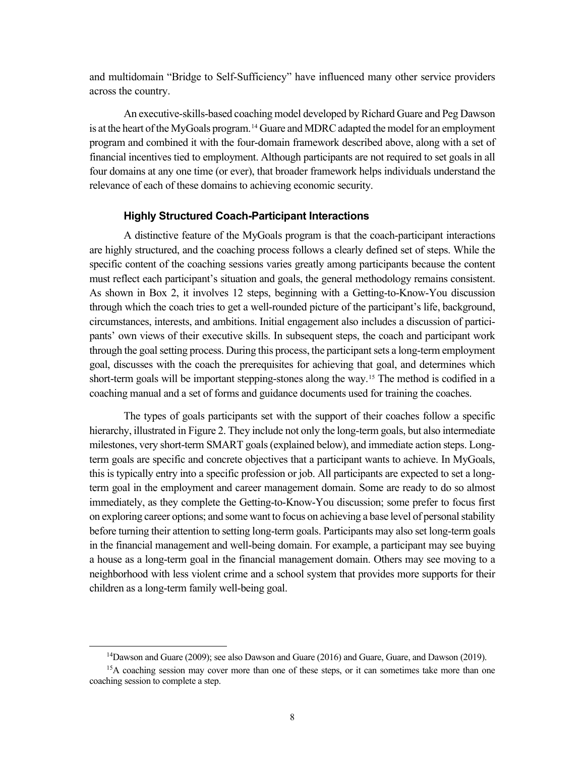and multidomain "Bridge to Self-Sufficiency" have influenced many other service providers across the country.

An executive-skills-based coaching model developed by Richard Guare and Peg Dawson is at the heart of the MyGoals program.[14] Guare and MDRC adapted the model for an employment program and combined it with the four-domain framework described above, along with a set of financial incentives tied to employment. Although participants are not required to set goals in all four domains at any one time (or ever), that broader framework helps individuals understand the relevance of each of these domains to achieving economic security.

### Highly Structured Coach-Participant Interactions

A distinctive feature of the MyGoals program is that the coach-participant interactions are highly structured, and the coaching process follows a clearly defined set of steps. While the specific content of the coaching sessions varies greatly among participants because the content must reflect each participant's situation and goals, the general methodology remains consistent. As shown in Box 2, it involves 12 steps, beginning with a Getting-to-Know-You discussion through which the coach tries to get a well-rounded picture of the participant's life, background, circumstances, interests, and ambitions. Initial engagement also includes a discussion of participants' own views of their executive skills. In subsequent steps, the coach and participant work through the goal setting process. During this process, the participant sets a long-term employment goal, discusses with the coach the prerequisites for achieving that goal, and determines which short-term goals will be important stepping-stones along the way.[15] The method is codified in a coaching manual and a set of forms and guidance documents used for training the coaches.

The types of goals participants set with the support of their coaches follow a specific hierarchy, illustrated in Figure 2. They include not only the long-term goals, but also intermediate milestones, very short-term SMART goals (explained below), and immediate action steps. Long-term goals are specific and concrete objectives that a participant wants to achieve. In MyGoals, this is typically entry into a specific profession or job. All participants are expected to set a long-term goal in the employment and career management domain. Some are ready to do so almost immediately, as they complete the Getting-to-Know-You discussion; some prefer to focus first on exploring career options; and some want to focus on achieving a base level of personal stability before turning their attention to setting long-term goals. Participants may also set long-term goals in the financial management and well-being domain. For example, a participant may see buying a house as a long-term goal in the financial management domain. Others may see moving to a neighborhood with less violent crime and a school system that provides more supports for their children as a long-term family well-being goal.

---

[14] Dawson and Guare (2009); see also Dawson and Guare (2016) and Guare, Guare, and Dawson (2019).

[15] A coaching session may cover more than one of these steps, or it can sometimes take more than one coaching session to complete a step.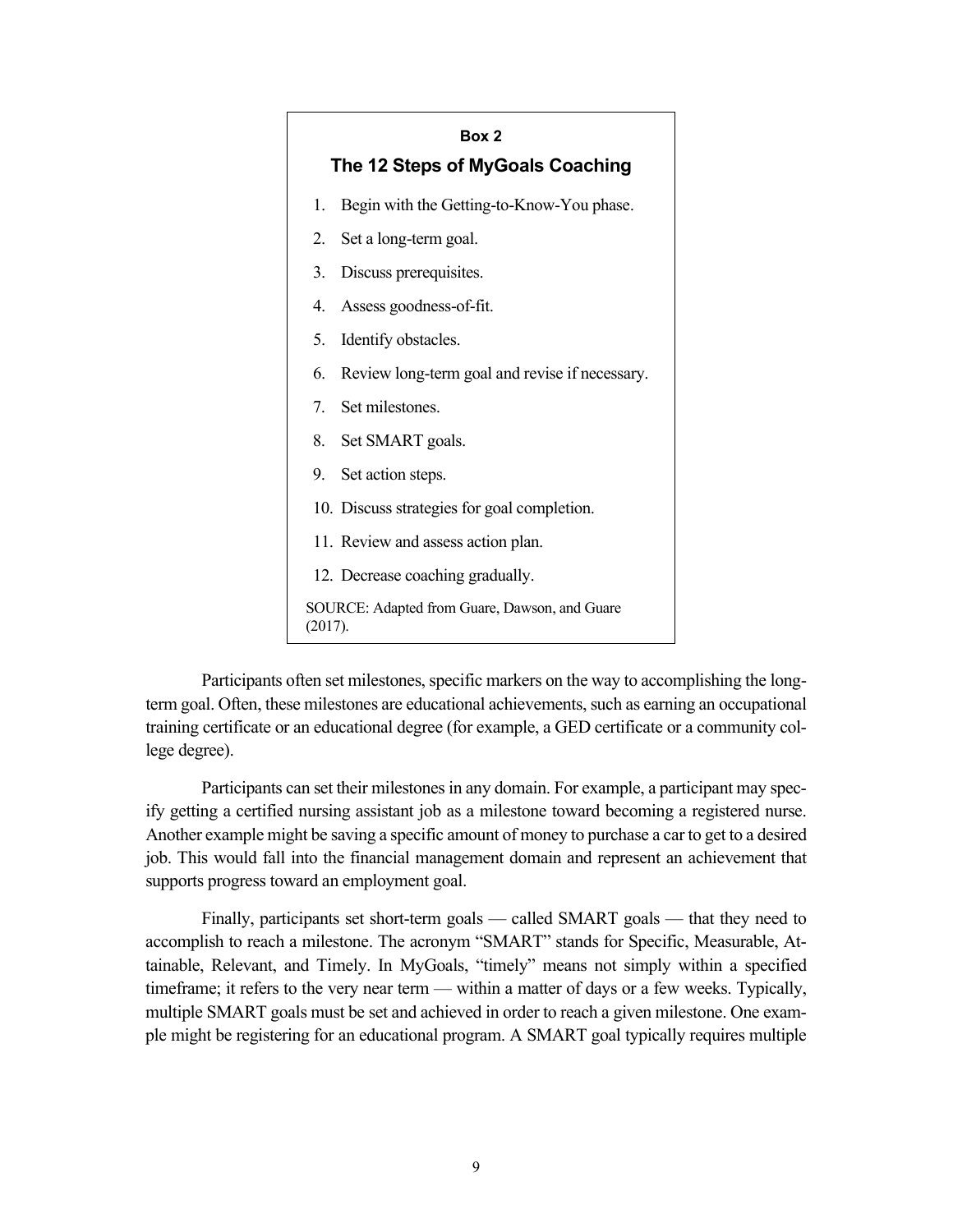**Box 2**

**The 12 Steps of MyGoals Coaching**

1. Begin with the Getting-to-Know-You phase.
2. Set a long-term goal.
3. Discuss prerequisites.
4. Assess goodness-of-fit.
5. Identify obstacles.
6. Review long-term goal and revise if necessary.
7. Set milestones.
8. Set SMART goals.
9. Set action steps.
10. Discuss strategies for goal completion.
11. Review and assess action plan.
12. Decrease coaching gradually.

SOURCE: Adapted from Guare, Dawson, and Guare (2017).

Participants often set milestones, specific markers on the way to accomplishing the long-term goal. Often, these milestones are educational achievements, such as earning an occupational training certificate or an educational degree (for example, a GED certificate or a community college degree).

Participants can set their milestones in any domain. For example, a participant may specify getting a certified nursing assistant job as a milestone toward becoming a registered nurse. Another example might be saving a specific amount of money to purchase a car to get to a desired job. This would fall into the financial management domain and represent an achievement that supports progress toward an employment goal.

Finally, participants set short-term goals — called SMART goals — that they need to accomplish to reach a milestone. The acronym "SMART" stands for Specific, Measurable, Attainable, Relevant, and Timely. In MyGoals, "timely" means not simply within a specified timeframe; it refers to the very near term — within a matter of days or a few weeks. Typically, multiple SMART goals must be set and achieved in order to reach a given milestone. One example might be registering for an educational program. A SMART goal typically requires multiple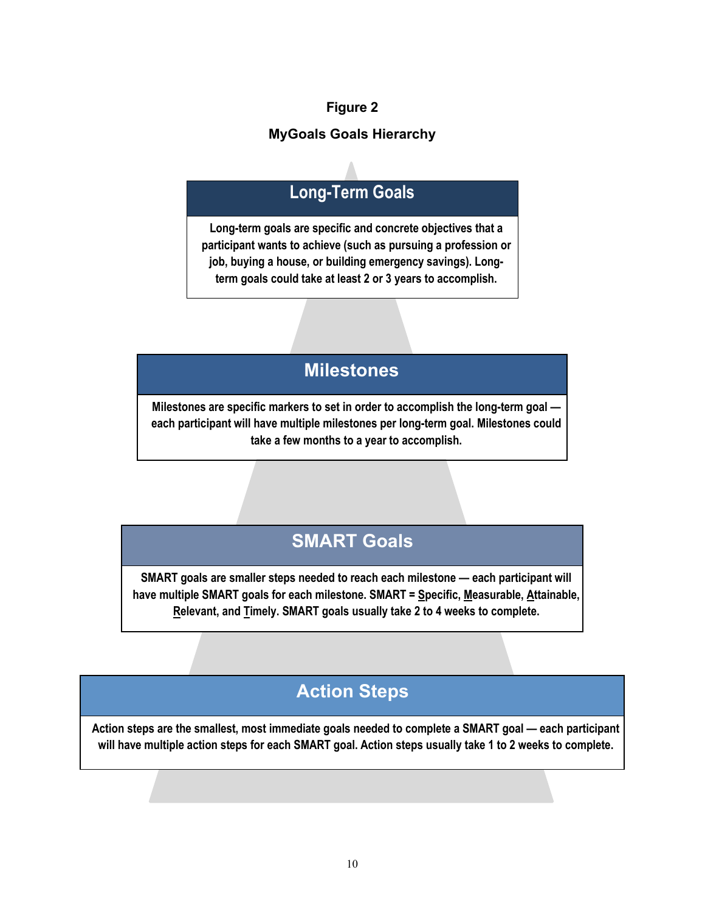**Figure 2**

**MyGoals Goals Hierarchy**

### Long-Term Goals

**Long-term goals are specific and concrete objectives that a participant wants to achieve (such as pursuing a profession or job, buying a house, or building emergency savings). Long-term goals could take at least 2 or 3 years to accomplish.**

### Milestones

**Milestones are specific markers to set in order to accomplish the long-term goal — each participant will have multiple milestones per long-term goal. Milestones could take a few months to a year to accomplish.**

### SMART Goals

**SMART goals are smaller steps needed to reach each milestone — each participant will have multiple SMART goals for each milestone. SMART = Specific, Measurable, Attainable, Relevant, and Timely. SMART goals usually take 2 to 4 weeks to complete.**

### Action Steps

**Action steps are the smallest, most immediate goals needed to complete a SMART goal — each participant will have multiple action steps for each SMART goal. Action steps usually take 1 to 2 weeks to complete.**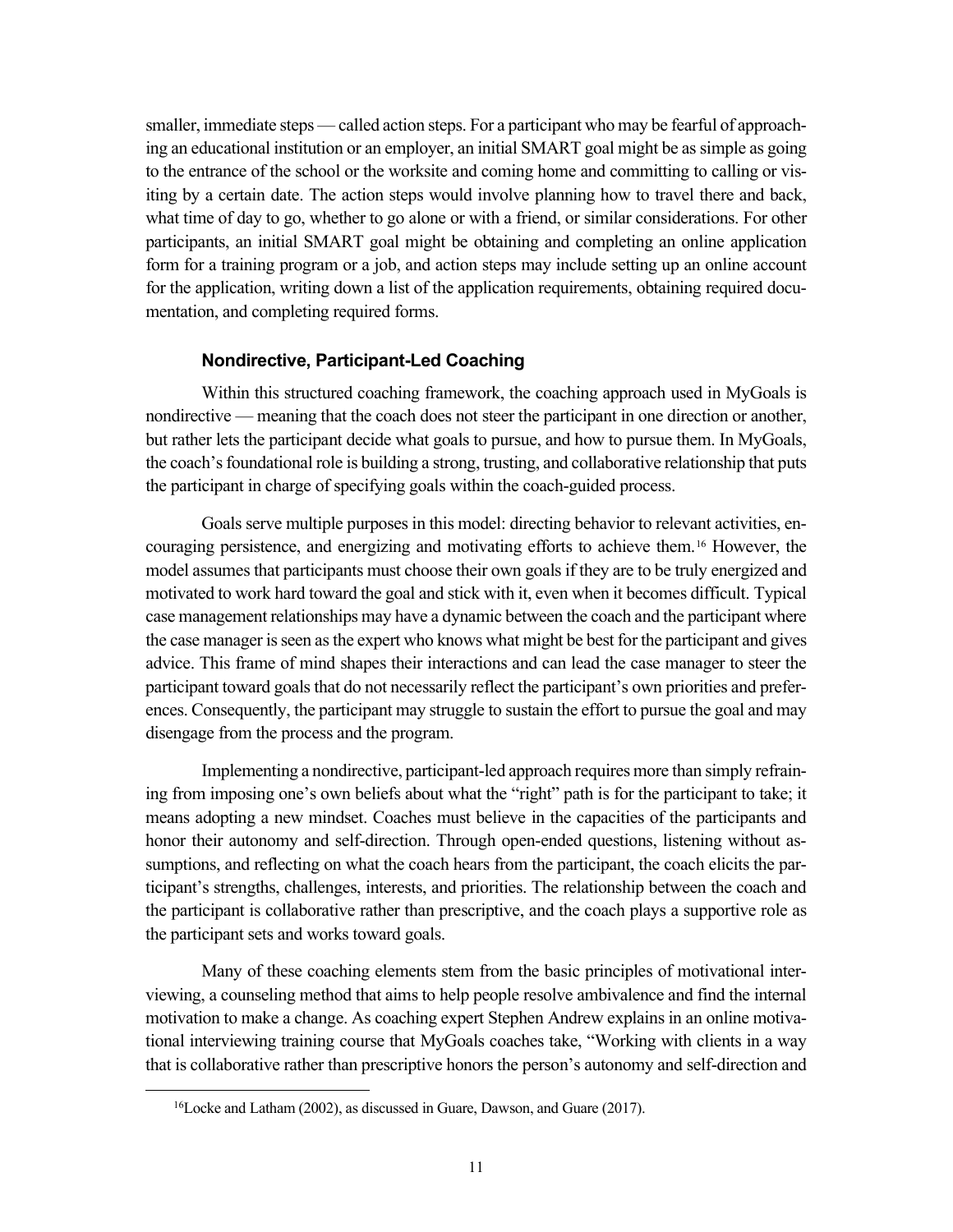smaller, immediate steps — called action steps. For a participant who may be fearful of approaching an educational institution or an employer, an initial SMART goal might be as simple as going to the entrance of the school or the worksite and coming home and committing to calling or visiting by a certain date. The action steps would involve planning how to travel there and back, what time of day to go, whether to go alone or with a friend, or similar considerations. For other participants, an initial SMART goal might be obtaining and completing an online application form for a training program or a job, and action steps may include setting up an online account for the application, writing down a list of the application requirements, obtaining required documentation, and completing required forms.

### Nondirective, Participant-Led Coaching

Within this structured coaching framework, the coaching approach used in MyGoals is nondirective — meaning that the coach does not steer the participant in one direction or another, but rather lets the participant decide what goals to pursue, and how to pursue them. In MyGoals, the coach's foundational role is building a strong, trusting, and collaborative relationship that puts the participant in charge of specifying goals within the coach-guided process.

Goals serve multiple purposes in this model: directing behavior to relevant activities, encouraging persistence, and energizing and motivating efforts to achieve them.[16] However, the model assumes that participants must choose their own goals if they are to be truly energized and motivated to work hard toward the goal and stick with it, even when it becomes difficult. Typical case management relationships may have a dynamic between the coach and the participant where the case manager is seen as the expert who knows what might be best for the participant and gives advice. This frame of mind shapes their interactions and can lead the case manager to steer the participant toward goals that do not necessarily reflect the participant's own priorities and preferences. Consequently, the participant may struggle to sustain the effort to pursue the goal and may disengage from the process and the program.

Implementing a nondirective, participant-led approach requires more than simply refraining from imposing one's own beliefs about what the "right" path is for the participant to take; it means adopting a new mindset. Coaches must believe in the capacities of the participants and honor their autonomy and self-direction. Through open-ended questions, listening without assumptions, and reflecting on what the coach hears from the participant, the coach elicits the participant's strengths, challenges, interests, and priorities. The relationship between the coach and the participant is collaborative rather than prescriptive, and the coach plays a supportive role as the participant sets and works toward goals.

Many of these coaching elements stem from the basic principles of motivational interviewing, a counseling method that aims to help people resolve ambivalence and find the internal motivation to make a change. As coaching expert Stephen Andrew explains in an online motivational interviewing training course that MyGoals coaches take, "Working with clients in a way that is collaborative rather than prescriptive honors the person's autonomy and self-direction and

[16]Locke and Latham (2002), as discussed in Guare, Dawson, and Guare (2017).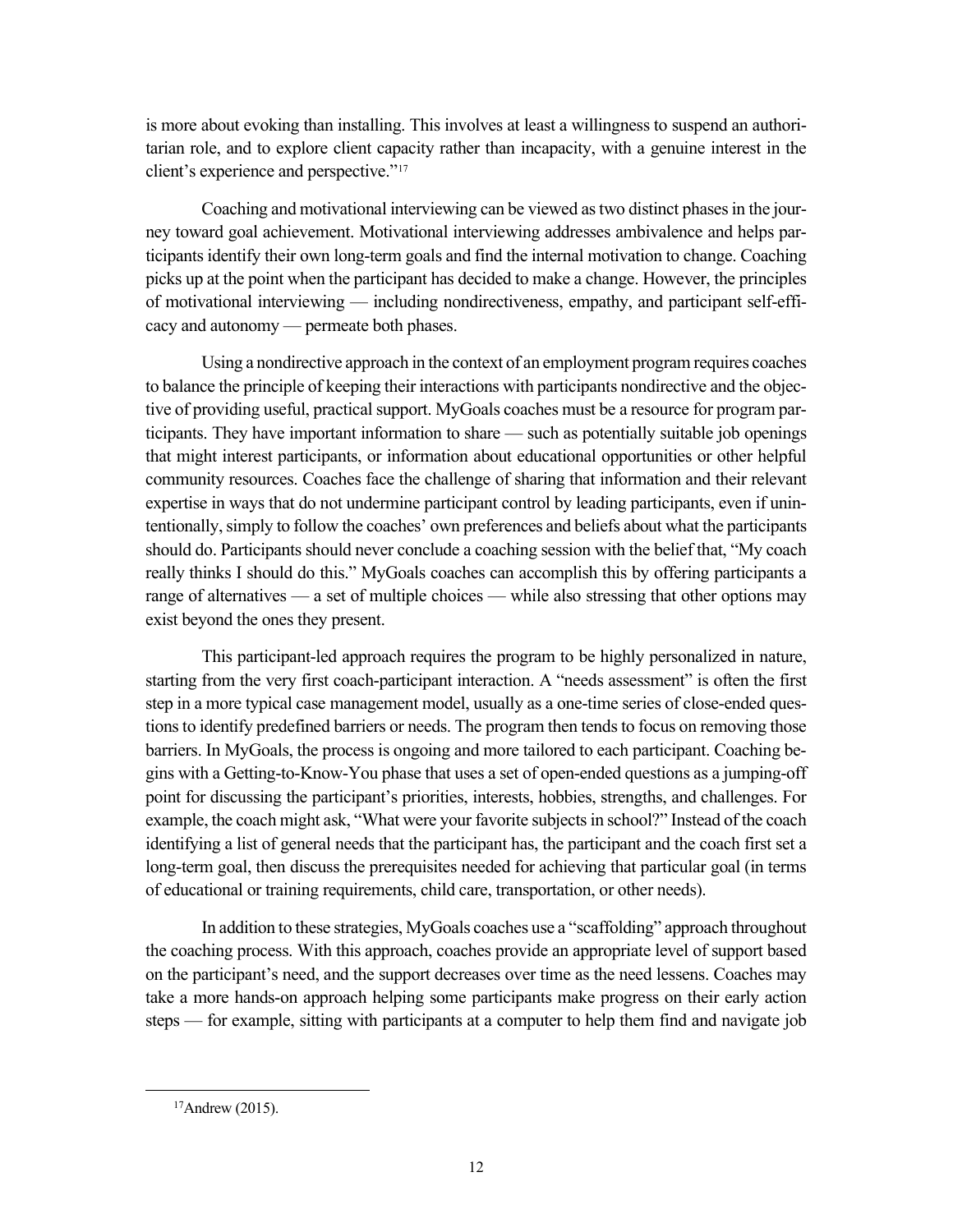is more about evoking than installing. This involves at least a willingness to suspend an authoritarian role, and to explore client capacity rather than incapacity, with a genuine interest in the client's experience and perspective."[17]

Coaching and motivational interviewing can be viewed as two distinct phases in the journey toward goal achievement. Motivational interviewing addresses ambivalence and helps participants identify their own long-term goals and find the internal motivation to change. Coaching picks up at the point when the participant has decided to make a change. However, the principles of motivational interviewing — including nondirectiveness, empathy, and participant self-efficacy and autonomy — permeate both phases.

Using a nondirective approach in the context of an employment program requires coaches to balance the principle of keeping their interactions with participants nondirective and the objective of providing useful, practical support. MyGoals coaches must be a resource for program participants. They have important information to share — such as potentially suitable job openings that might interest participants, or information about educational opportunities or other helpful community resources. Coaches face the challenge of sharing that information and their relevant expertise in ways that do not undermine participant control by leading participants, even if unintentionally, simply to follow the coaches' own preferences and beliefs about what the participants should do. Participants should never conclude a coaching session with the belief that, "My coach really thinks I should do this." MyGoals coaches can accomplish this by offering participants a range of alternatives — a set of multiple choices — while also stressing that other options may exist beyond the ones they present.

This participant-led approach requires the program to be highly personalized in nature, starting from the very first coach-participant interaction. A "needs assessment" is often the first step in a more typical case management model, usually as a one-time series of close-ended questions to identify predefined barriers or needs. The program then tends to focus on removing those barriers. In MyGoals, the process is ongoing and more tailored to each participant. Coaching begins with a Getting-to-Know-You phase that uses a set of open-ended questions as a jumping-off point for discussing the participant's priorities, interests, hobbies, strengths, and challenges. For example, the coach might ask, "What were your favorite subjects in school?" Instead of the coach identifying a list of general needs that the participant has, the participant and the coach first set a long-term goal, then discuss the prerequisites needed for achieving that particular goal (in terms of educational or training requirements, child care, transportation, or other needs).

In addition to these strategies, MyGoals coaches use a "scaffolding" approach throughout the coaching process. With this approach, coaches provide an appropriate level of support based on the participant's need, and the support decreases over time as the need lessens. Coaches may take a more hands-on approach helping some participants make progress on their early action steps — for example, sitting with participants at a computer to help them find and navigate job

[17]Andrew (2015).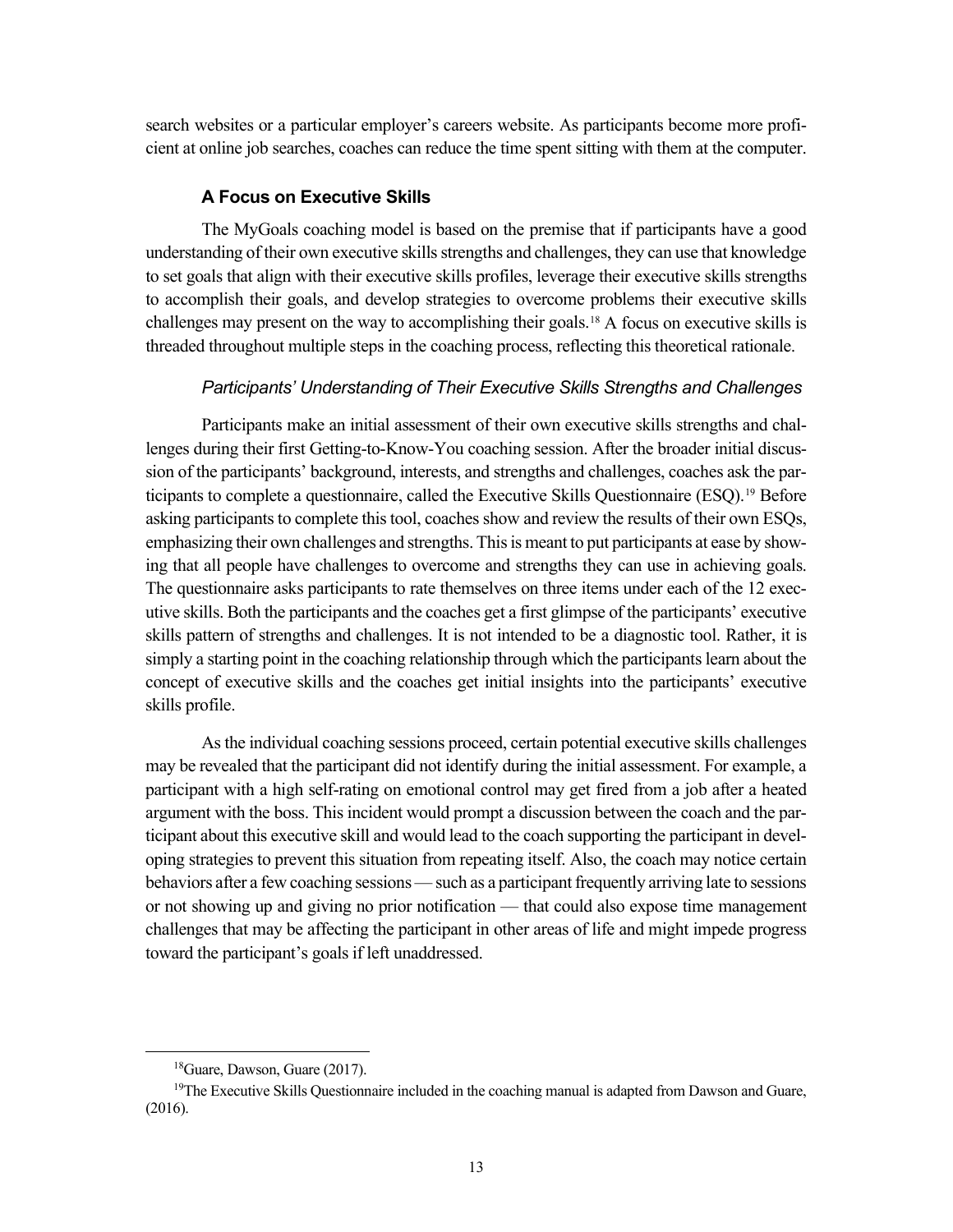search websites or a particular employer's careers website. As participants become more proficient at online job searches, coaches can reduce the time spent sitting with them at the computer.

### A Focus on Executive Skills

The MyGoals coaching model is based on the premise that if participants have a good understanding of their own executive skills strengths and challenges, they can use that knowledge to set goals that align with their executive skills profiles, leverage their executive skills strengths to accomplish their goals, and develop strategies to overcome problems their executive skills challenges may present on the way to accomplishing their goals.[18] A focus on executive skills is threaded throughout multiple steps in the coaching process, reflecting this theoretical rationale.

#### *Participants' Understanding of Their Executive Skills Strengths and Challenges*

Participants make an initial assessment of their own executive skills strengths and challenges during their first Getting-to-Know-You coaching session. After the broader initial discussion of the participants' background, interests, and strengths and challenges, coaches ask the participants to complete a questionnaire, called the Executive Skills Questionnaire (ESQ).[19] Before asking participants to complete this tool, coaches show and review the results of their own ESQs, emphasizing their own challenges and strengths. This is meant to put participants at ease by showing that all people have challenges to overcome and strengths they can use in achieving goals. The questionnaire asks participants to rate themselves on three items under each of the 12 executive skills. Both the participants and the coaches get a first glimpse of the participants' executive skills pattern of strengths and challenges. It is not intended to be a diagnostic tool. Rather, it is simply a starting point in the coaching relationship through which the participants learn about the concept of executive skills and the coaches get initial insights into the participants' executive skills profile.

As the individual coaching sessions proceed, certain potential executive skills challenges may be revealed that the participant did not identify during the initial assessment. For example, a participant with a high self-rating on emotional control may get fired from a job after a heated argument with the boss. This incident would prompt a discussion between the coach and the participant about this executive skill and would lead to the coach supporting the participant in developing strategies to prevent this situation from repeating itself. Also, the coach may notice certain behaviors after a few coaching sessions — such as a participant frequently arriving late to sessions or not showing up and giving no prior notification — that could also expose time management challenges that may be affecting the participant in other areas of life and might impede progress toward the participant's goals if left unaddressed.

---

[18] Guare, Dawson, Guare (2017).

[19] The Executive Skills Questionnaire included in the coaching manual is adapted from Dawson and Guare, (2016).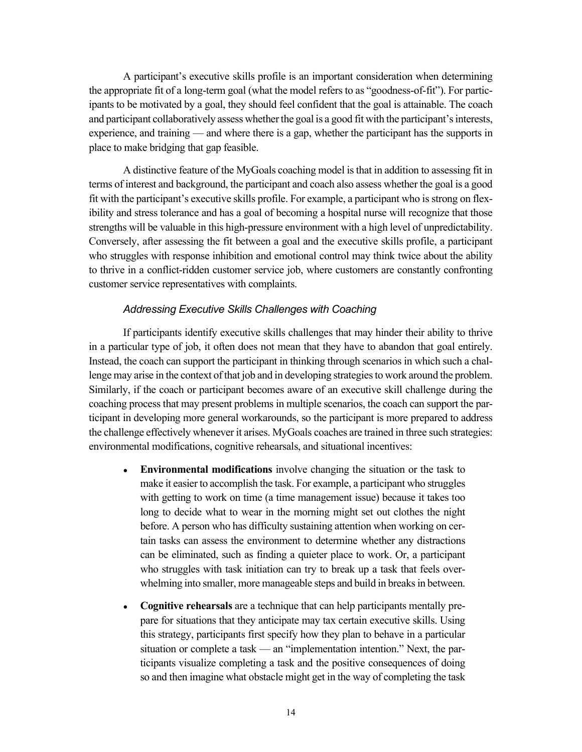A participant's executive skills profile is an important consideration when determining the appropriate fit of a long-term goal (what the model refers to as "goodness-of-fit"). For participants to be motivated by a goal, they should feel confident that the goal is attainable. The coach and participant collaboratively assess whether the goal is a good fit with the participant's interests, experience, and training — and where there is a gap, whether the participant has the supports in place to make bridging that gap feasible.

A distinctive feature of the MyGoals coaching model is that in addition to assessing fit in terms of interest and background, the participant and coach also assess whether the goal is a good fit with the participant's executive skills profile. For example, a participant who is strong on flexibility and stress tolerance and has a goal of becoming a hospital nurse will recognize that those strengths will be valuable in this high-pressure environment with a high level of unpredictability. Conversely, after assessing the fit between a goal and the executive skills profile, a participant who struggles with response inhibition and emotional control may think twice about the ability to thrive in a conflict-ridden customer service job, where customers are constantly confronting customer service representatives with complaints.

### *Addressing Executive Skills Challenges with Coaching*

If participants identify executive skills challenges that may hinder their ability to thrive in a particular type of job, it often does not mean that they have to abandon that goal entirely. Instead, the coach can support the participant in thinking through scenarios in which such a challenge may arise in the context of that job and in developing strategies to work around the problem. Similarly, if the coach or participant becomes aware of an executive skill challenge during the coaching process that may present problems in multiple scenarios, the coach can support the participant in developing more general workarounds, so the participant is more prepared to address the challenge effectively whenever it arises. MyGoals coaches are trained in three such strategies: environmental modifications, cognitive rehearsals, and situational incentives:

- **Environmental modifications** involve changing the situation or the task to make it easier to accomplish the task. For example, a participant who struggles with getting to work on time (a time management issue) because it takes too long to decide what to wear in the morning might set out clothes the night before. A person who has difficulty sustaining attention when working on certain tasks can assess the environment to determine whether any distractions can be eliminated, such as finding a quieter place to work. Or, a participant who struggles with task initiation can try to break up a task that feels overwhelming into smaller, more manageable steps and build in breaks in between.

- **Cognitive rehearsals** are a technique that can help participants mentally prepare for situations that they anticipate may tax certain executive skills. Using this strategy, participants first specify how they plan to behave in a particular situation or complete a task — an "implementation intention." Next, the participants visualize completing a task and the positive consequences of doing so and then imagine what obstacle might get in the way of completing the task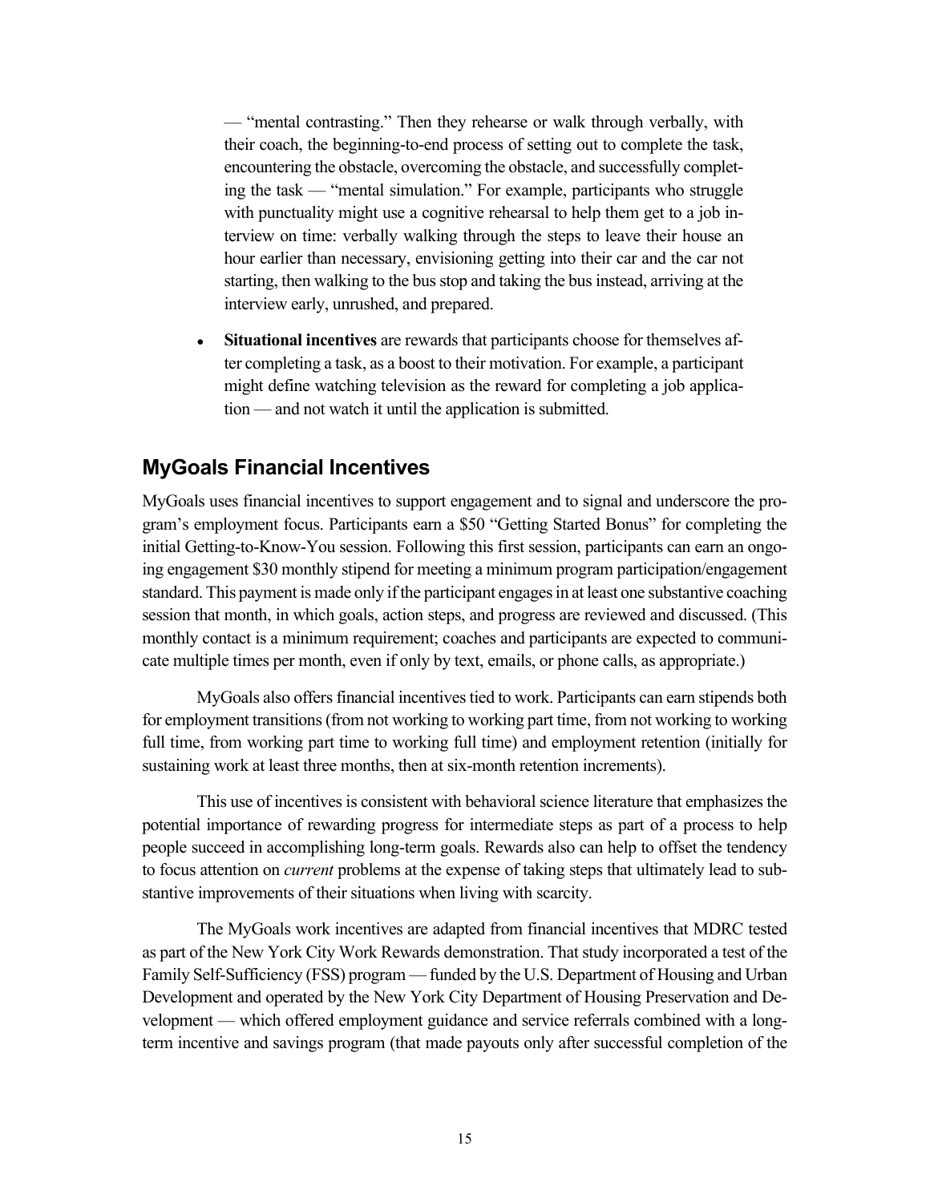— "mental contrasting." Then they rehearse or walk through verbally, with their coach, the beginning-to-end process of setting out to complete the task, encountering the obstacle, overcoming the obstacle, and successfully completing the task — "mental simulation." For example, participants who struggle with punctuality might use a cognitive rehearsal to help them get to a job interview on time: verbally walking through the steps to leave their house an hour earlier than necessary, envisioning getting into their car and the car not starting, then walking to the bus stop and taking the bus instead, arriving at the interview early, unrushed, and prepared.

- **Situational incentives** are rewards that participants choose for themselves after completing a task, as a boost to their motivation. For example, a participant might define watching television as the reward for completing a job application — and not watch it until the application is submitted.

## MyGoals Financial Incentives

MyGoals uses financial incentives to support engagement and to signal and underscore the program's employment focus. Participants earn a $50 "Getting Started Bonus" for completing the initial Getting-to-Know-You session. Following this first session, participants can earn an ongoing engagement $30 monthly stipend for meeting a minimum program participation/engagement standard. This payment is made only if the participant engages in at least one substantive coaching session that month, in which goals, action steps, and progress are reviewed and discussed. (This monthly contact is a minimum requirement; coaches and participants are expected to communicate multiple times per month, even if only by text, emails, or phone calls, as appropriate.)

MyGoals also offers financial incentives tied to work. Participants can earn stipends both for employment transitions (from not working to working part time, from not working to working full time, from working part time to working full time) and employment retention (initially for sustaining work at least three months, then at six-month retention increments).

This use of incentives is consistent with behavioral science literature that emphasizes the potential importance of rewarding progress for intermediate steps as part of a process to help people succeed in accomplishing long-term goals. Rewards also can help to offset the tendency to focus attention on *current* problems at the expense of taking steps that ultimately lead to substantive improvements of their situations when living with scarcity.

The MyGoals work incentives are adapted from financial incentives that MDRC tested as part of the New York City Work Rewards demonstration. That study incorporated a test of the Family Self-Sufficiency (FSS) program — funded by the U.S. Department of Housing and Urban Development and operated by the New York City Department of Housing Preservation and Development — which offered employment guidance and service referrals combined with a long-term incentive and savings program (that made payouts only after successful completion of the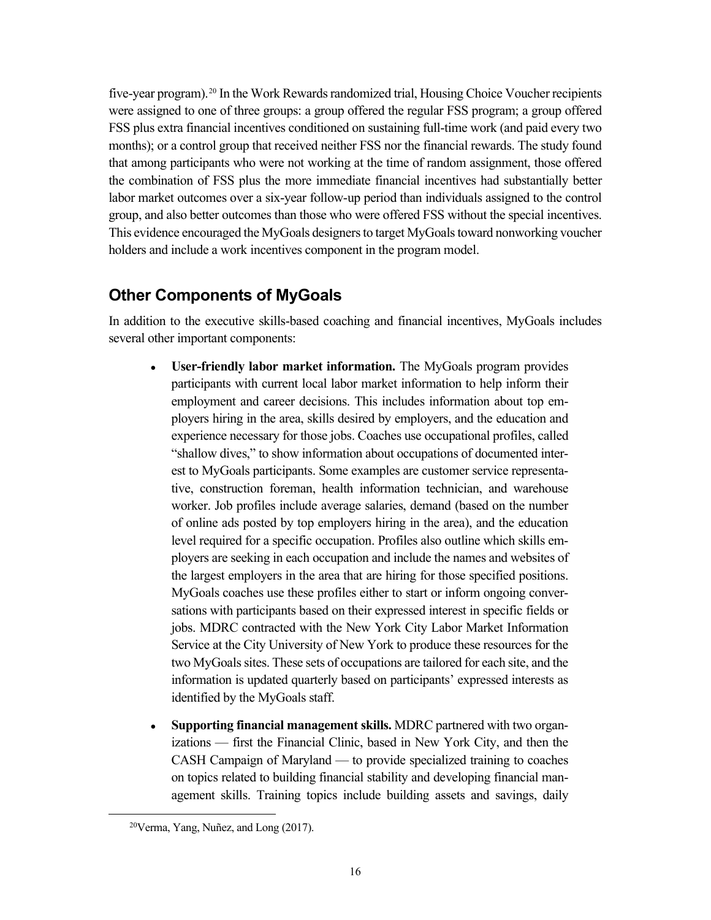five-year program).[20] In the Work Rewards randomized trial, Housing Choice Voucher recipients were assigned to one of three groups: a group offered the regular FSS program; a group offered FSS plus extra financial incentives conditioned on sustaining full-time work (and paid every two months); or a control group that received neither FSS nor the financial rewards. The study found that among participants who were not working at the time of random assignment, those offered the combination of FSS plus the more immediate financial incentives had substantially better labor market outcomes over a six-year follow-up period than individuals assigned to the control group, and also better outcomes than those who were offered FSS without the special incentives. This evidence encouraged the MyGoals designers to target MyGoals toward nonworking voucher holders and include a work incentives component in the program model.

## Other Components of MyGoals

In addition to the executive skills-based coaching and financial incentives, MyGoals includes several other important components:

- **User-friendly labor market information.** The MyGoals program provides participants with current local labor market information to help inform their employment and career decisions. This includes information about top employers hiring in the area, skills desired by employers, and the education and experience necessary for those jobs. Coaches use occupational profiles, called "shallow dives," to show information about occupations of documented interest to MyGoals participants. Some examples are customer service representative, construction foreman, health information technician, and warehouse worker. Job profiles include average salaries, demand (based on the number of online ads posted by top employers hiring in the area), and the education level required for a specific occupation. Profiles also outline which skills employers are seeking in each occupation and include the names and websites of the largest employers in the area that are hiring for those specified positions. MyGoals coaches use these profiles either to start or inform ongoing conversations with participants based on their expressed interest in specific fields or jobs. MDRC contracted with the New York City Labor Market Information Service at the City University of New York to produce these resources for the two MyGoals sites. These sets of occupations are tailored for each site, and the information is updated quarterly based on participants' expressed interests as identified by the MyGoals staff.

- **Supporting financial management skills.** MDRC partnered with two organizations — first the Financial Clinic, based in New York City, and then the CASH Campaign of Maryland — to provide specialized training to coaches on topics related to building financial stability and developing financial management skills. Training topics include building assets and savings, daily

[20] Verma, Yang, Nuñez, and Long (2017).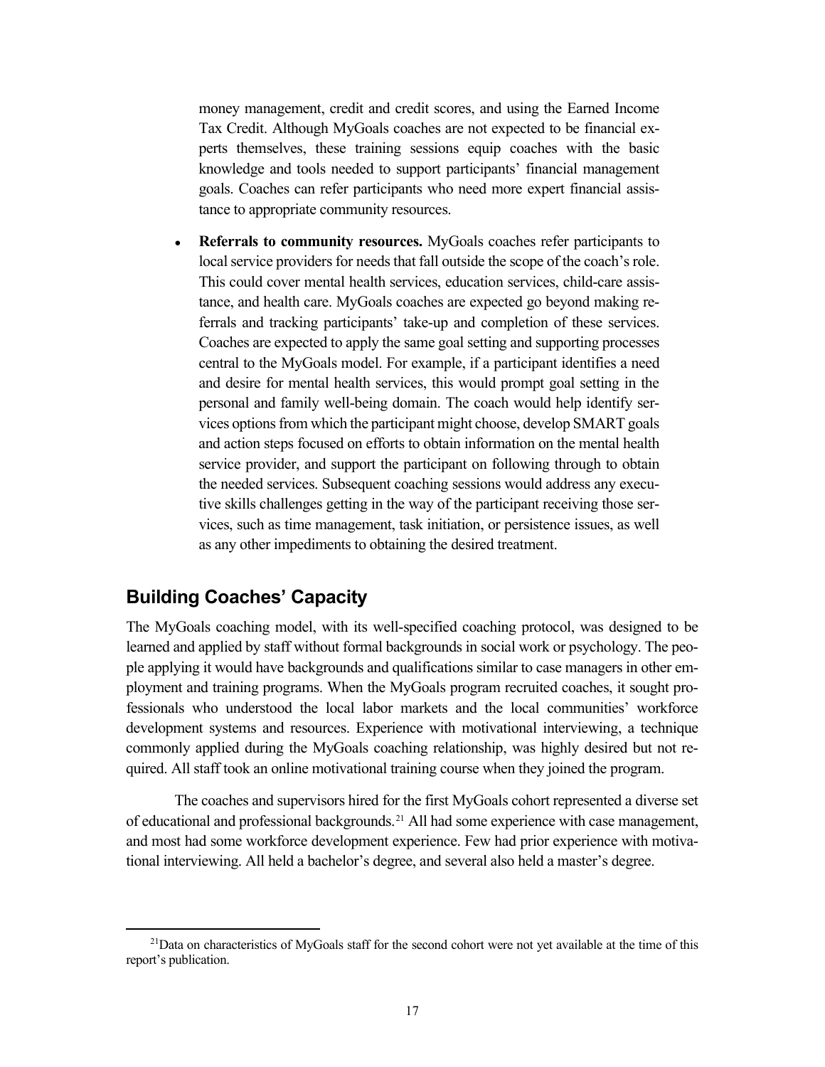money management, credit and credit scores, and using the Earned Income Tax Credit. Although MyGoals coaches are not expected to be financial experts themselves, these training sessions equip coaches with the basic knowledge and tools needed to support participants' financial management goals. Coaches can refer participants who need more expert financial assistance to appropriate community resources.

- **Referrals to community resources.** MyGoals coaches refer participants to local service providers for needs that fall outside the scope of the coach's role. This could cover mental health services, education services, child-care assistance, and health care. MyGoals coaches are expected go beyond making referrals and tracking participants' take-up and completion of these services. Coaches are expected to apply the same goal setting and supporting processes central to the MyGoals model. For example, if a participant identifies a need and desire for mental health services, this would prompt goal setting in the personal and family well-being domain. The coach would help identify services options from which the participant might choose, develop SMART goals and action steps focused on efforts to obtain information on the mental health service provider, and support the participant on following through to obtain the needed services. Subsequent coaching sessions would address any executive skills challenges getting in the way of the participant receiving those services, such as time management, task initiation, or persistence issues, as well as any other impediments to obtaining the desired treatment.

## Building Coaches' Capacity

The MyGoals coaching model, with its well-specified coaching protocol, was designed to be learned and applied by staff without formal backgrounds in social work or psychology. The people applying it would have backgrounds and qualifications similar to case managers in other employment and training programs. When the MyGoals program recruited coaches, it sought professionals who understood the local labor markets and the local communities' workforce development systems and resources. Experience with motivational interviewing, a technique commonly applied during the MyGoals coaching relationship, was highly desired but not required. All staff took an online motivational training course when they joined the program.

The coaches and supervisors hired for the first MyGoals cohort represented a diverse set of educational and professional backgrounds.[21] All had some experience with case management, and most had some workforce development experience. Few had prior experience with motivational interviewing. All held a bachelor's degree, and several also held a master's degree.

[21]Data on characteristics of MyGoals staff for the second cohort were not yet available at the time of this report's publication.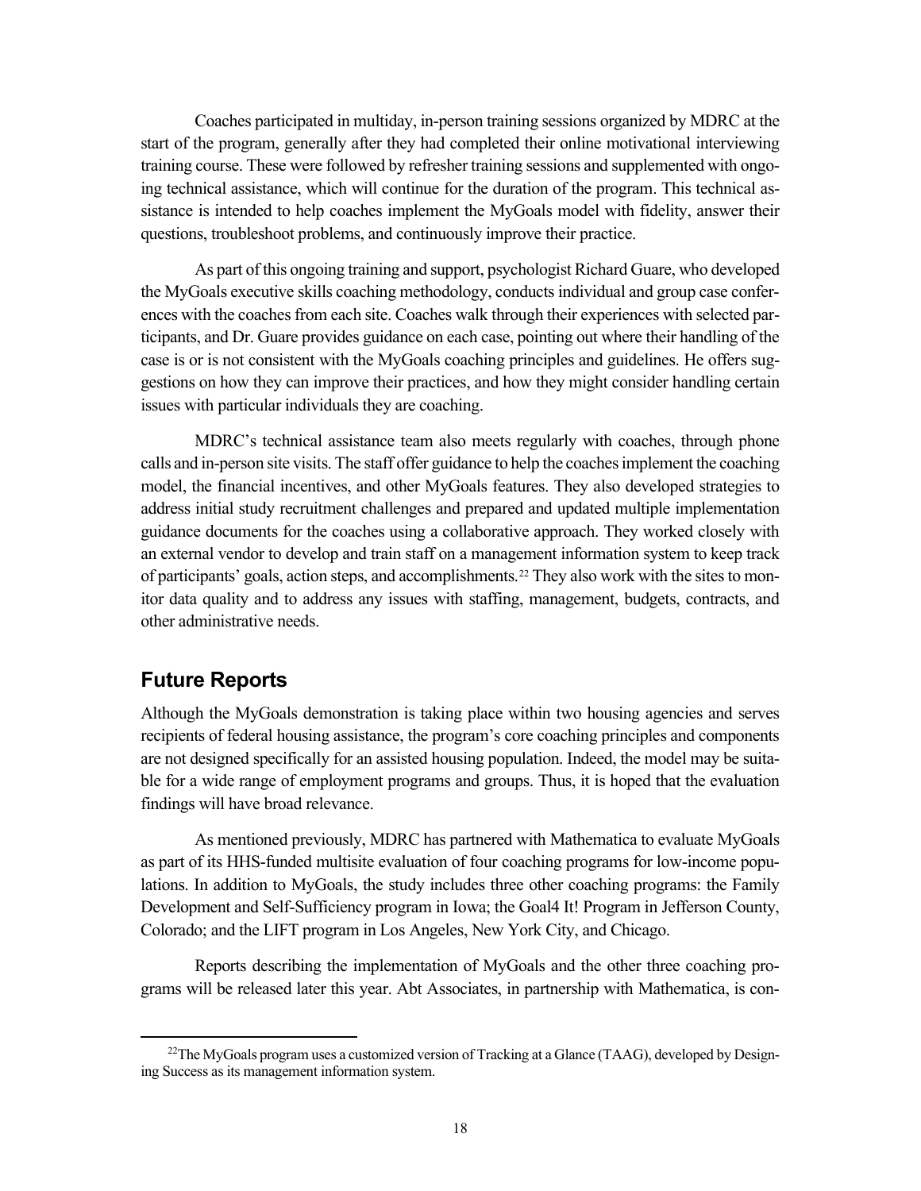Coaches participated in multiday, in-person training sessions organized by MDRC at the start of the program, generally after they had completed their online motivational interviewing training course. These were followed by refresher training sessions and supplemented with ongoing technical assistance, which will continue for the duration of the program. This technical assistance is intended to help coaches implement the MyGoals model with fidelity, answer their questions, troubleshoot problems, and continuously improve their practice.

As part of this ongoing training and support, psychologist Richard Guare, who developed the MyGoals executive skills coaching methodology, conducts individual and group case conferences with the coaches from each site. Coaches walk through their experiences with selected participants, and Dr. Guare provides guidance on each case, pointing out where their handling of the case is or is not consistent with the MyGoals coaching principles and guidelines. He offers suggestions on how they can improve their practices, and how they might consider handling certain issues with particular individuals they are coaching.

MDRC's technical assistance team also meets regularly with coaches, through phone calls and in-person site visits. The staff offer guidance to help the coaches implement the coaching model, the financial incentives, and other MyGoals features. They also developed strategies to address initial study recruitment challenges and prepared and updated multiple implementation guidance documents for the coaches using a collaborative approach. They worked closely with an external vendor to develop and train staff on a management information system to keep track of participants' goals, action steps, and accomplishments.[22] They also work with the sites to monitor data quality and to address any issues with staffing, management, budgets, contracts, and other administrative needs.

## Future Reports

Although the MyGoals demonstration is taking place within two housing agencies and serves recipients of federal housing assistance, the program's core coaching principles and components are not designed specifically for an assisted housing population. Indeed, the model may be suitable for a wide range of employment programs and groups. Thus, it is hoped that the evaluation findings will have broad relevance.

As mentioned previously, MDRC has partnered with Mathematica to evaluate MyGoals as part of its HHS-funded multisite evaluation of four coaching programs for low-income populations. In addition to MyGoals, the study includes three other coaching programs: the Family Development and Self-Sufficiency program in Iowa; the Goal4 It! Program in Jefferson County, Colorado; and the LIFT program in Los Angeles, New York City, and Chicago.

Reports describing the implementation of MyGoals and the other three coaching programs will be released later this year. Abt Associates, in partnership with Mathematica, is con-

[22] The MyGoals program uses a customized version of Tracking at a Glance (TAAG), developed by Designing Success as its management information system.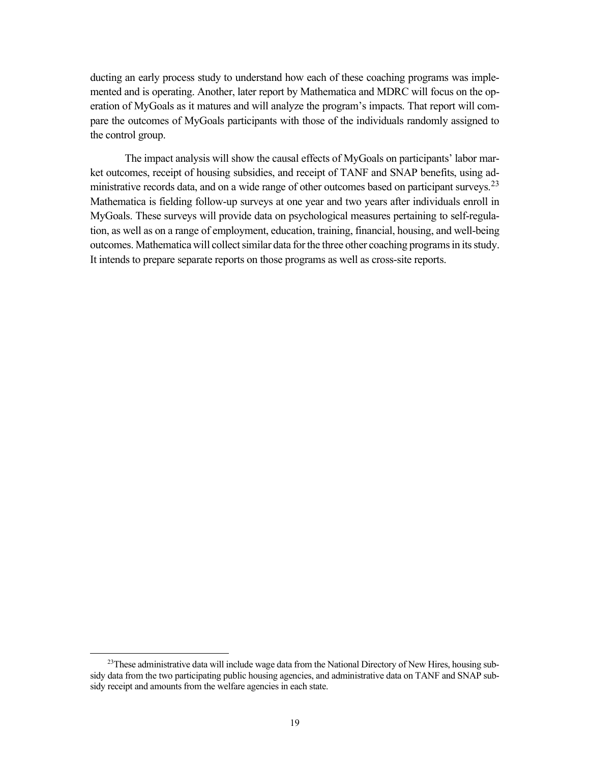ducting an early process study to understand how each of these coaching programs was implemented and is operating. Another, later report by Mathematica and MDRC will focus on the operation of MyGoals as it matures and will analyze the program's impacts. That report will compare the outcomes of MyGoals participants with those of the individuals randomly assigned to the control group.

The impact analysis will show the causal effects of MyGoals on participants' labor market outcomes, receipt of housing subsidies, and receipt of TANF and SNAP benefits, using administrative records data, and on a wide range of other outcomes based on participant surveys.[23] Mathematica is fielding follow-up surveys at one year and two years after individuals enroll in MyGoals. These surveys will provide data on psychological measures pertaining to self-regulation, as well as on a range of employment, education, training, financial, housing, and well-being outcomes. Mathematica will collect similar data for the three other coaching programs in its study. It intends to prepare separate reports on those programs as well as cross-site reports.

---

[23]These administrative data will include wage data from the National Directory of New Hires, housing subsidy data from the two participating public housing agencies, and administrative data on TANF and SNAP subsidy receipt and amounts from the welfare agencies in each state.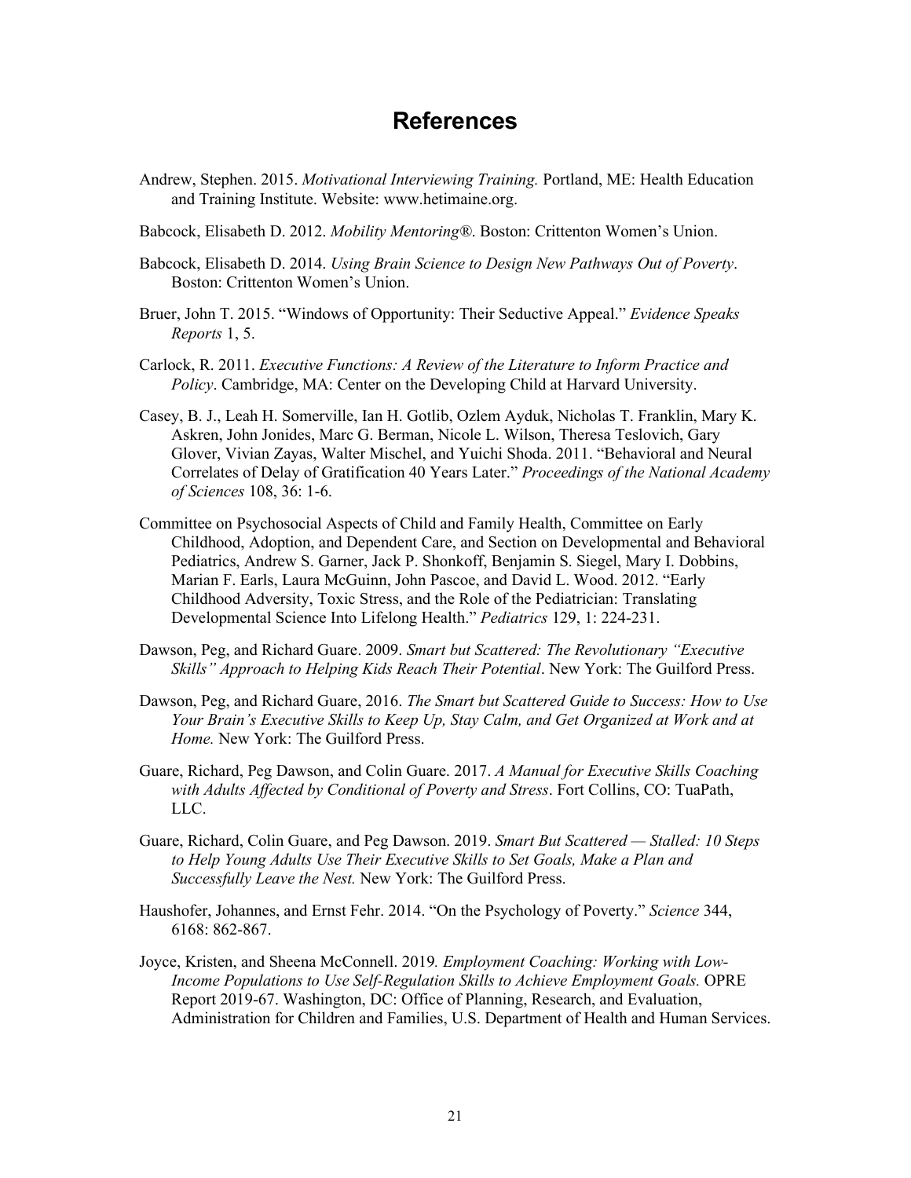# References

Andrew, Stephen. 2015. *Motivational Interviewing Training.* Portland, ME: Health Education and Training Institute. Website: www.hetimaine.org.

Babcock, Elisabeth D. 2012. *Mobility Mentoring®*. Boston: Crittenton Women's Union.

Babcock, Elisabeth D. 2014. *Using Brain Science to Design New Pathways Out of Poverty*. Boston: Crittenton Women's Union.

Bruer, John T. 2015. "Windows of Opportunity: Their Seductive Appeal." *Evidence Speaks Reports* 1, 5.

Carlock, R. 2011. *Executive Functions: A Review of the Literature to Inform Practice and Policy*. Cambridge, MA: Center on the Developing Child at Harvard University.

Casey, B. J., Leah H. Somerville, Ian H. Gotlib, Ozlem Ayduk, Nicholas T. Franklin, Mary K. Askren, John Jonides, Marc G. Berman, Nicole L. Wilson, Theresa Teslovich, Gary Glover, Vivian Zayas, Walter Mischel, and Yuichi Shoda. 2011. "Behavioral and Neural Correlates of Delay of Gratification 40 Years Later." *Proceedings of the National Academy of Sciences* 108, 36: 1-6.

Committee on Psychosocial Aspects of Child and Family Health, Committee on Early Childhood, Adoption, and Dependent Care, and Section on Developmental and Behavioral Pediatrics, Andrew S. Garner, Jack P. Shonkoff, Benjamin S. Siegel, Mary I. Dobbins, Marian F. Earls, Laura McGuinn, John Pascoe, and David L. Wood. 2012. "Early Childhood Adversity, Toxic Stress, and the Role of the Pediatrician: Translating Developmental Science Into Lifelong Health." *Pediatrics* 129, 1: 224-231.

Dawson, Peg, and Richard Guare. 2009. *Smart but Scattered: The Revolutionary "Executive Skills" Approach to Helping Kids Reach Their Potential*. New York: The Guilford Press.

Dawson, Peg, and Richard Guare, 2016. *The Smart but Scattered Guide to Success: How to Use Your Brain's Executive Skills to Keep Up, Stay Calm, and Get Organized at Work and at Home.* New York: The Guilford Press.

Guare, Richard, Peg Dawson, and Colin Guare. 2017. *A Manual for Executive Skills Coaching with Adults Affected by Conditional of Poverty and Stress*. Fort Collins, CO: TuaPath, LLC.

Guare, Richard, Colin Guare, and Peg Dawson. 2019. *Smart But Scattered — Stalled: 10 Steps to Help Young Adults Use Their Executive Skills to Set Goals, Make a Plan and Successfully Leave the Nest.* New York: The Guilford Press.

Haushofer, Johannes, and Ernst Fehr. 2014. "On the Psychology of Poverty." *Science* 344, 6168: 862-867.

Joyce, Kristen, and Sheena McConnell. 2019*. Employment Coaching: Working with Low-Income Populations to Use Self-Regulation Skills to Achieve Employment Goals.* OPRE Report 2019-67. Washington, DC: Office of Planning, Research, and Evaluation, Administration for Children and Families, U.S. Department of Health and Human Services.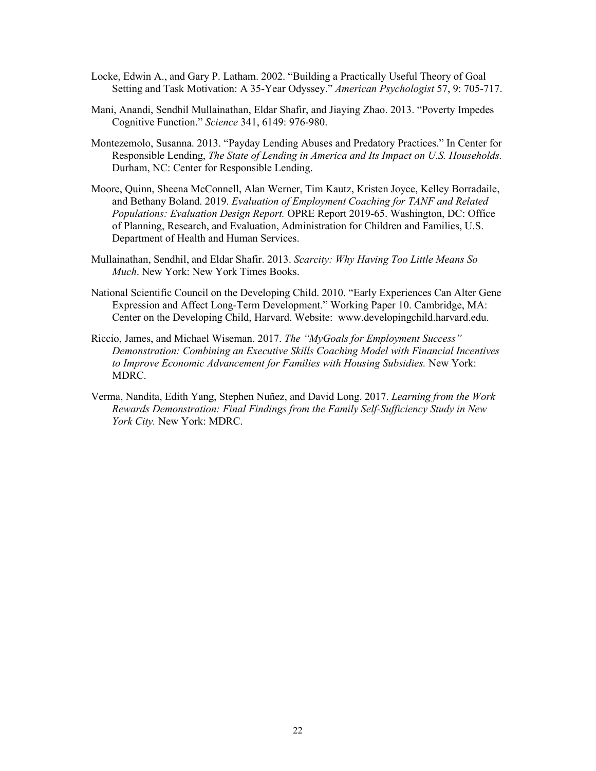Locke, Edwin A., and Gary P. Latham. 2002. "Building a Practically Useful Theory of Goal Setting and Task Motivation: A 35-Year Odyssey." *American Psychologist* 57, 9: 705-717.

Mani, Anandi, Sendhil Mullainathan, Eldar Shafir, and Jiaying Zhao. 2013. "Poverty Impedes Cognitive Function." *Science* 341, 6149: 976-980.

Montezemolo, Susanna. 2013. "Payday Lending Abuses and Predatory Practices." In Center for Responsible Lending, *The State of Lending in America and Its Impact on U.S. Households.* Durham, NC: Center for Responsible Lending.

Moore, Quinn, Sheena McConnell, Alan Werner, Tim Kautz, Kristen Joyce, Kelley Borradaile, and Bethany Boland. 2019. *Evaluation of Employment Coaching for TANF and Related Populations: Evaluation Design Report.* OPRE Report 2019-65. Washington, DC: Office of Planning, Research, and Evaluation, Administration for Children and Families, U.S. Department of Health and Human Services.

Mullainathan, Sendhil, and Eldar Shafir. 2013. *Scarcity: Why Having Too Little Means So Much*. New York: New York Times Books.

National Scientific Council on the Developing Child. 2010. "Early Experiences Can Alter Gene Expression and Affect Long-Term Development." Working Paper 10. Cambridge, MA: Center on the Developing Child, Harvard. Website: www.developingchild.harvard.edu.

Riccio, James, and Michael Wiseman. 2017. *The "MyGoals for Employment Success" Demonstration: Combining an Executive Skills Coaching Model with Financial Incentives to Improve Economic Advancement for Families with Housing Subsidies.* New York: MDRC.

Verma, Nandita, Edith Yang, Stephen Nuñez, and David Long. 2017. *Learning from the Work Rewards Demonstration: Final Findings from the Family Self-Sufficiency Study in New York City.* New York: MDRC.